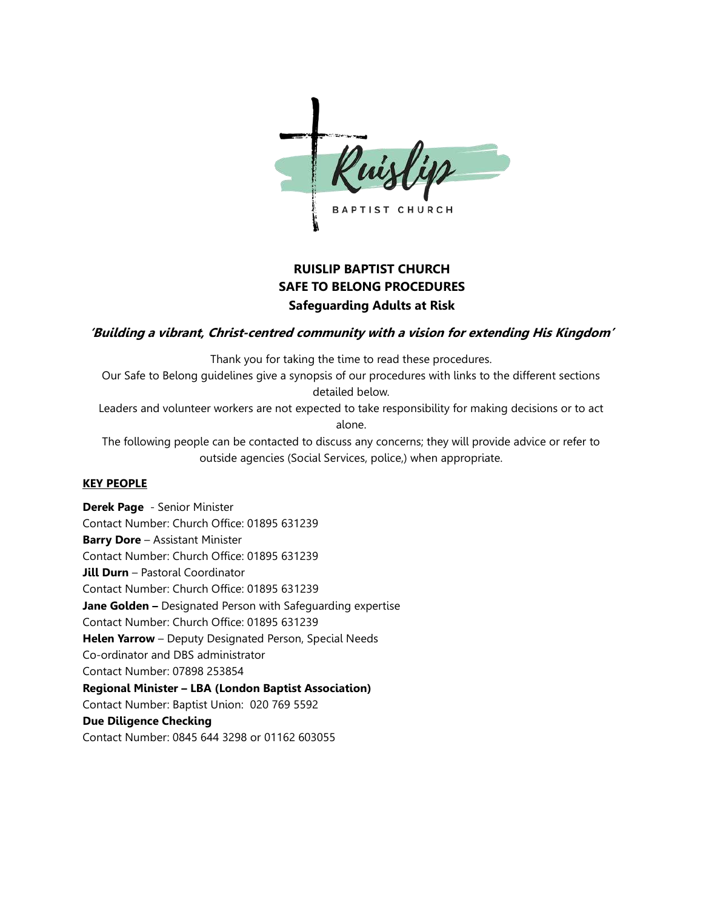# RUISLIP BAPTIST CHURCH
# SAFE TO BELONG PROCEDURES
## Safeguarding Adults at Risk

***'Building a vibrant, Christ-centred community with a vision for extending His Kingdom'***

Thank you for taking the time to read these procedures.

Our Safe to Belong guidelines give a synopsis of our procedures with links to the different sections detailed below.

Leaders and volunteer workers are not expected to take responsibility for making decisions or to act alone.

The following people can be contacted to discuss any concerns; they will provide advice or refer to outside agencies (Social Services, police,) when appropriate.

**KEY PEOPLE**

**Derek Page** - Senior Minister
Contact Number: Church Office: 01895 631239

**Barry Dore** – Assistant Minister
Contact Number: Church Office: 01895 631239

**Jill Durn** – Pastoral Coordinator
Contact Number: Church Office: 01895 631239

**Jane Golden –** Designated Person with Safeguarding expertise
Contact Number: Church Office: 01895 631239

**Helen Yarrow** – Deputy Designated Person, Special Needs Co-ordinator and DBS administrator
Contact Number: 07898 253854

**Regional Minister – LBA (London Baptist Association)**
Contact Number: Baptist Union: 020 769 5592

**Due Diligence Checking**
Contact Number: 0845 644 3298 or 01162 603055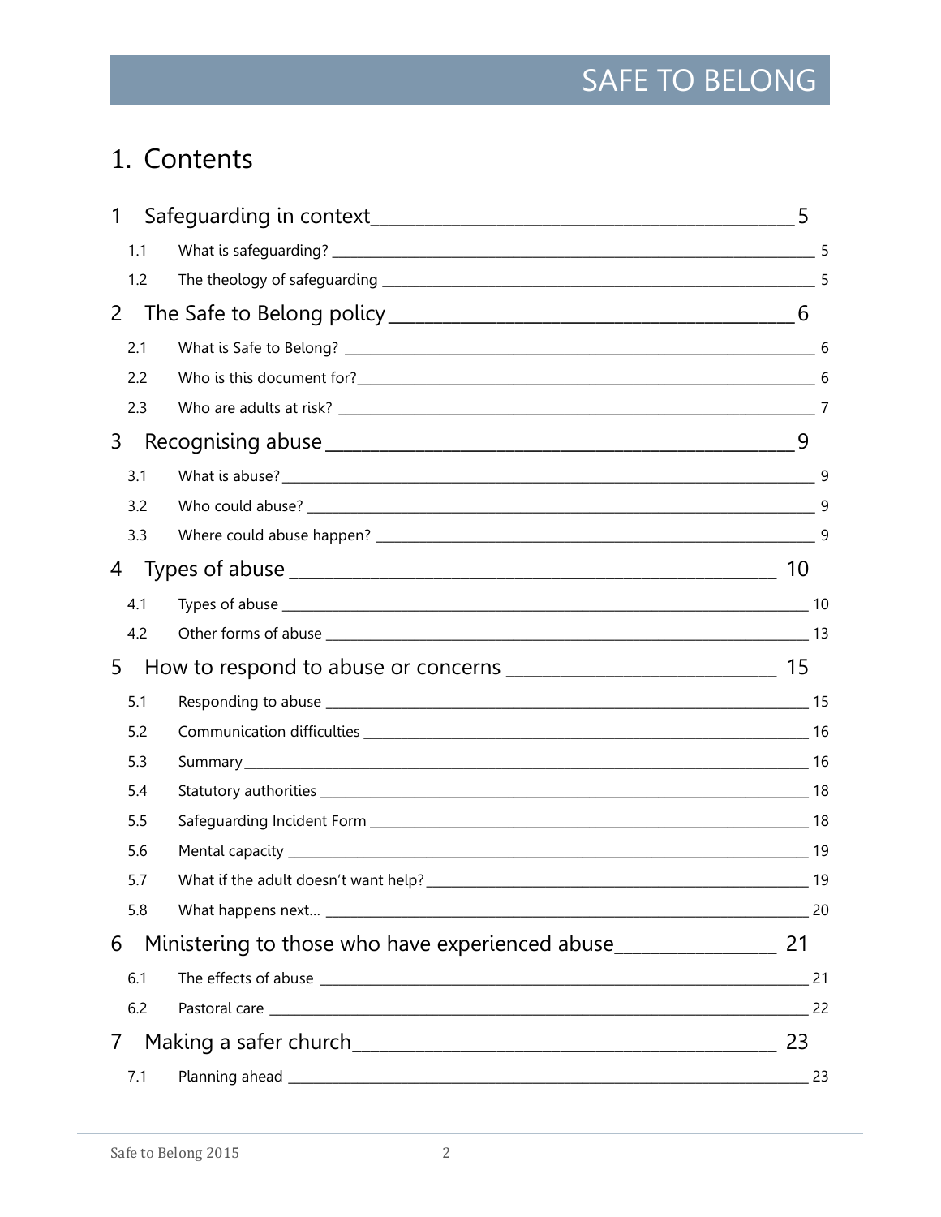# 1. Contents

1 Safeguarding in context — 5

- 1.1 What is safeguarding? — 5
- 1.2 The theology of safeguarding — 5

2 The Safe to Belong policy — 6

- 2.1 What is Safe to Belong? — 6
- 2.2 Who is this document for? — 6
- 2.3 Who are adults at risk? — 7

3 Recognising abuse — 9

- 3.1 What is abuse? — 9
- 3.2 Who could abuse? — 9
- 3.3 Where could abuse happen? — 9

4 Types of abuse — 10

- 4.1 Types of abuse — 10
- 4.2 Other forms of abuse — 13

5 How to respond to abuse or concerns — 15

- 5.1 Responding to abuse — 15
- 5.2 Communication difficulties — 16
- 5.3 Summary — 16
- 5.4 Statutory authorities — 18
- 5.5 Safeguarding Incident Form — 18
- 5.6 Mental capacity — 19
- 5.7 What if the adult doesn't want help? — 19
- 5.8 What happens next… — 20

6 Ministering to those who have experienced abuse — 21

- 6.1 The effects of abuse — 21
- 6.2 Pastoral care — 22

7 Making a safer church — 23

- 7.1 Planning ahead — 23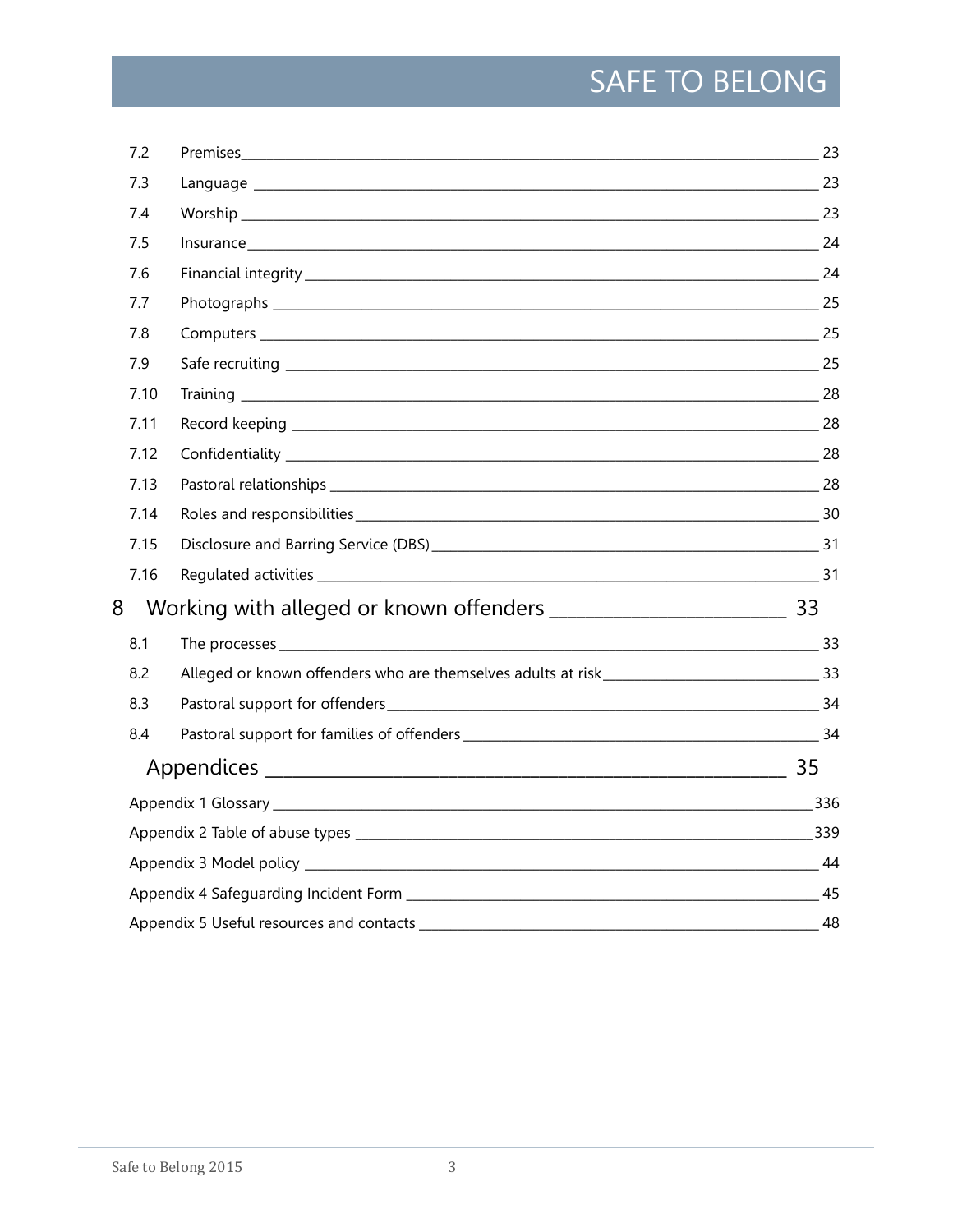| | | |
|---|---|---|
| 7.2 | Premises | 23 |
| 7.3 | Language | 23 |
| 7.4 | Worship | 23 |
| 7.5 | Insurance | 24 |
| 7.6 | Financial integrity | 24 |
| 7.7 | Photographs | 25 |
| 7.8 | Computers | 25 |
| 7.9 | Safe recruiting | 25 |
| 7.10 | Training | 28 |
| 7.11 | Record keeping | 28 |
| 7.12 | Confidentiality | 28 |
| 7.13 | Pastoral relationships | 28 |
| 7.14 | Roles and responsibilities | 30 |
| 7.15 | Disclosure and Barring Service (DBS) | 31 |
| 7.16 | Regulated activities | 31 |
| **8** | **Working with alleged or known offenders** | **33** |
| 8.1 | The processes | 33 |
| 8.2 | Alleged or known offenders who are themselves adults at risk | 33 |
| 8.3 | Pastoral support for offenders | 34 |
| 8.4 | Pastoral support for families of offenders | 34 |
| | **Appendices** | **35** |
| Appendix 1 | Glossary | 336 |
| Appendix 2 | Table of abuse types | 339 |
| Appendix 3 | Model policy | 44 |
| Appendix 4 | Safeguarding Incident Form | 45 |
| Appendix 5 | Useful resources and contacts | 48 |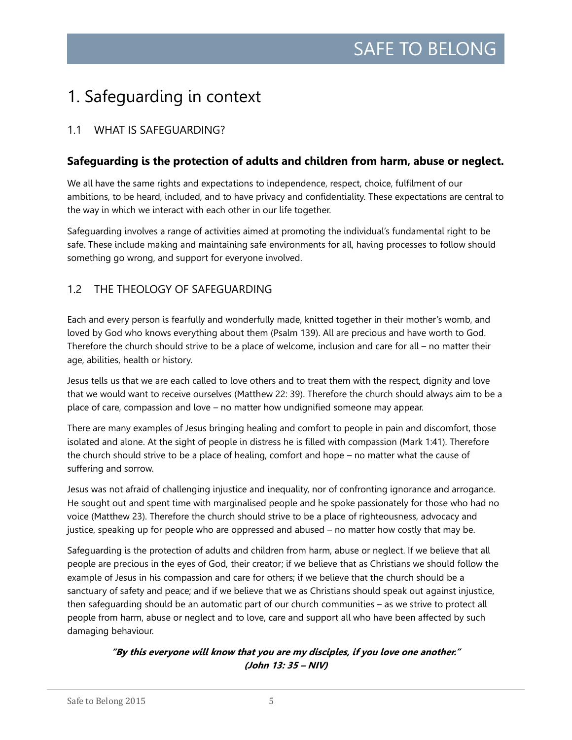# 1. Safeguarding in context

## 1.1 WHAT IS SAFEGUARDING?

### Safeguarding is the protection of adults and children from harm, abuse or neglect.

We all have the same rights and expectations to independence, respect, choice, fulfilment of our ambitions, to be heard, included, and to have privacy and confidentiality. These expectations are central to the way in which we interact with each other in our life together.

Safeguarding involves a range of activities aimed at promoting the individual's fundamental right to be safe. These include making and maintaining safe environments for all, having processes to follow should something go wrong, and support for everyone involved.

## 1.2 THE THEOLOGY OF SAFEGUARDING

Each and every person is fearfully and wonderfully made, knitted together in their mother's womb, and loved by God who knows everything about them (Psalm 139). All are precious and have worth to God. Therefore the church should strive to be a place of welcome, inclusion and care for all – no matter their age, abilities, health or history.

Jesus tells us that we are each called to love others and to treat them with the respect, dignity and love that we would want to receive ourselves (Matthew 22: 39). Therefore the church should always aim to be a place of care, compassion and love – no matter how undignified someone may appear.

There are many examples of Jesus bringing healing and comfort to people in pain and discomfort, those isolated and alone. At the sight of people in distress he is filled with compassion (Mark 1:41). Therefore the church should strive to be a place of healing, comfort and hope – no matter what the cause of suffering and sorrow.

Jesus was not afraid of challenging injustice and inequality, nor of confronting ignorance and arrogance. He sought out and spent time with marginalised people and he spoke passionately for those who had no voice (Matthew 23). Therefore the church should strive to be a place of righteousness, advocacy and justice, speaking up for people who are oppressed and abused – no matter how costly that may be.

Safeguarding is the protection of adults and children from harm, abuse or neglect. If we believe that all people are precious in the eyes of God, their creator; if we believe that as Christians we should follow the example of Jesus in his compassion and care for others; if we believe that the church should be a sanctuary of safety and peace; and if we believe that we as Christians should speak out against injustice, then safeguarding should be an automatic part of our church communities – as we strive to protect all people from harm, abuse or neglect and to love, care and support all who have been affected by such damaging behaviour.

***"By this everyone will know that you are my disciples, if you love one another." (John 13: 35 – NIV)***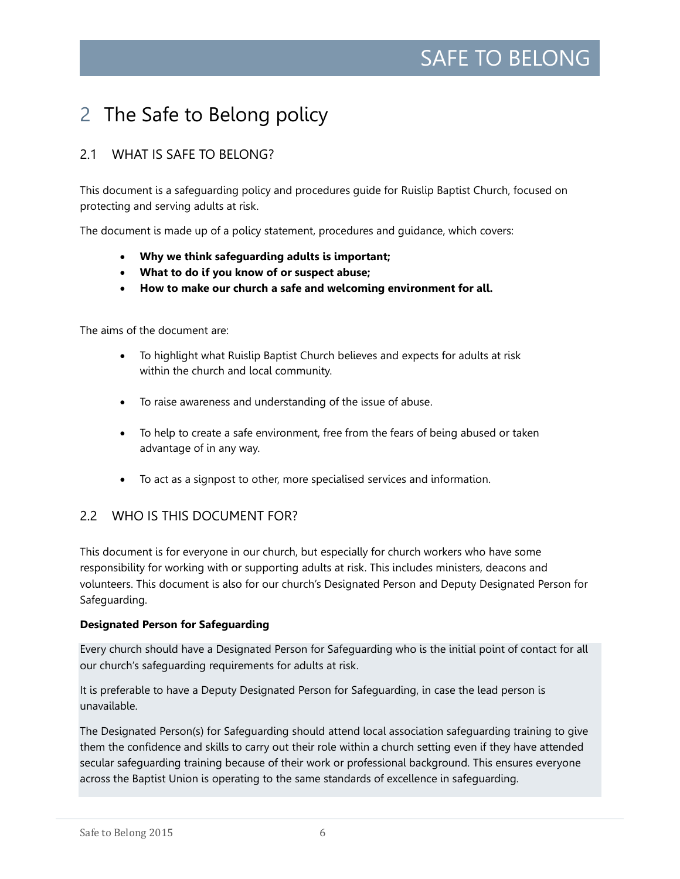# 2 The Safe to Belong policy

## 2.1 WHAT IS SAFE TO BELONG?

This document is a safeguarding policy and procedures guide for Ruislip Baptist Church, focused on protecting and serving adults at risk.

The document is made up of a policy statement, procedures and guidance, which covers:

- **Why we think safeguarding adults is important;**
- **What to do if you know of or suspect abuse;**
- **How to make our church a safe and welcoming environment for all.**

The aims of the document are:

- To highlight what Ruislip Baptist Church believes and expects for adults at risk within the church and local community.
- To raise awareness and understanding of the issue of abuse.
- To help to create a safe environment, free from the fears of being abused or taken advantage of in any way.
- To act as a signpost to other, more specialised services and information.

## 2.2 WHO IS THIS DOCUMENT FOR?

This document is for everyone in our church, but especially for church workers who have some responsibility for working with or supporting adults at risk. This includes ministers, deacons and volunteers. This document is also for our church's Designated Person and Deputy Designated Person for Safeguarding.

**Designated Person for Safeguarding**

Every church should have a Designated Person for Safeguarding who is the initial point of contact for all our church's safeguarding requirements for adults at risk.

It is preferable to have a Deputy Designated Person for Safeguarding, in case the lead person is unavailable.

The Designated Person(s) for Safeguarding should attend local association safeguarding training to give them the confidence and skills to carry out their role within a church setting even if they have attended secular safeguarding training because of their work or professional background. This ensures everyone across the Baptist Union is operating to the same standards of excellence in safeguarding.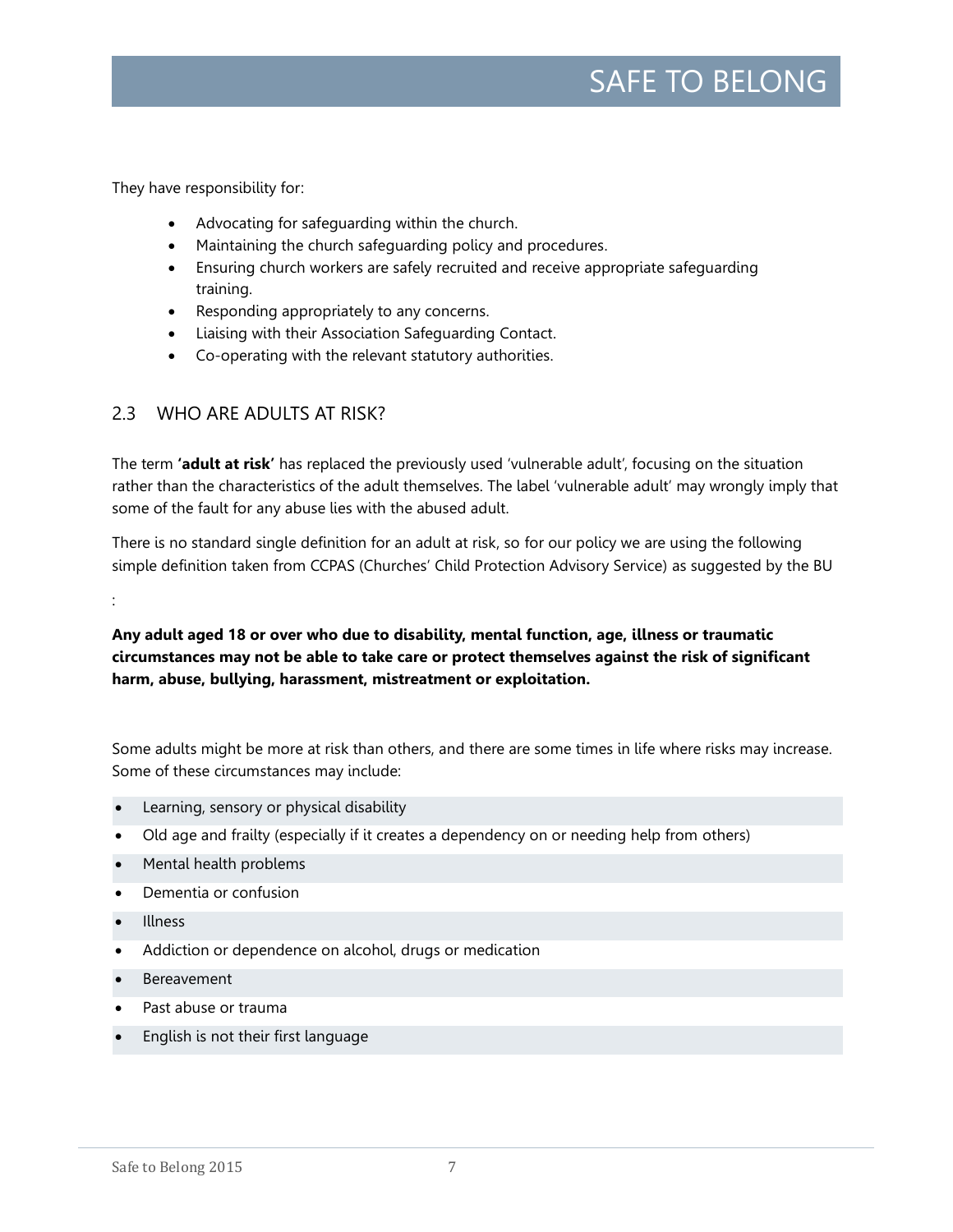They have responsibility for:

- Advocating for safeguarding within the church.
- Maintaining the church safeguarding policy and procedures.
- Ensuring church workers are safely recruited and receive appropriate safeguarding training.
- Responding appropriately to any concerns.
- Liaising with their Association Safeguarding Contact.
- Co-operating with the relevant statutory authorities.

## 2.3 WHO ARE ADULTS AT RISK?

The term **'adult at risk'** has replaced the previously used 'vulnerable adult', focusing on the situation rather than the characteristics of the adult themselves. The label 'vulnerable adult' may wrongly imply that some of the fault for any abuse lies with the abused adult.

There is no standard single definition for an adult at risk, so for our policy we are using the following simple definition taken from CCPAS (Churches' Child Protection Advisory Service) as suggested by the BU

:

**Any adult aged 18 or over who due to disability, mental function, age, illness or traumatic circumstances may not be able to take care or protect themselves against the risk of significant harm, abuse, bullying, harassment, mistreatment or exploitation.**

Some adults might be more at risk than others, and there are some times in life where risks may increase. Some of these circumstances may include:

- Learning, sensory or physical disability
- Old age and frailty (especially if it creates a dependency on or needing help from others)
- Mental health problems
- Dementia or confusion
- Illness
- Addiction or dependence on alcohol, drugs or medication
- Bereavement
- Past abuse or trauma
- English is not their first language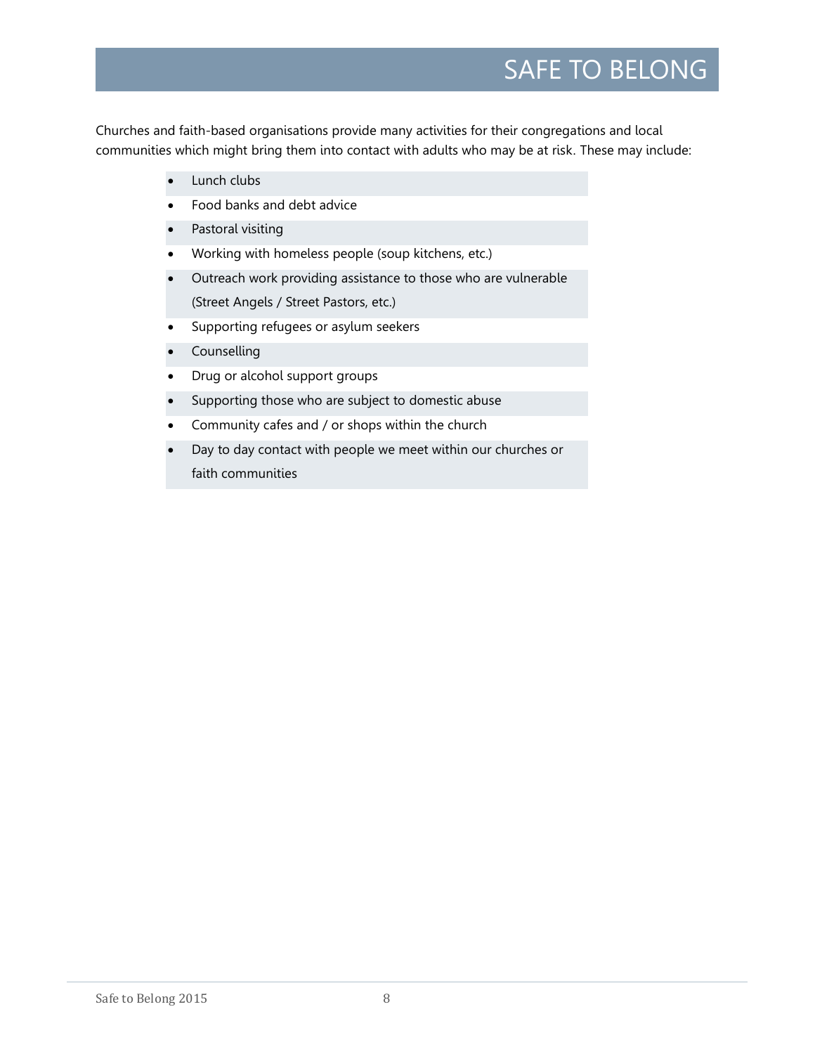Churches and faith-based organisations provide many activities for their congregations and local communities which might bring them into contact with adults who may be at risk. These may include:

- Lunch clubs
- Food banks and debt advice
- Pastoral visiting
- Working with homeless people (soup kitchens, etc.)
- Outreach work providing assistance to those who are vulnerable (Street Angels / Street Pastors, etc.)
- Supporting refugees or asylum seekers
- Counselling
- Drug or alcohol support groups
- Supporting those who are subject to domestic abuse
- Community cafes and / or shops within the church
- Day to day contact with people we meet within our churches or faith communities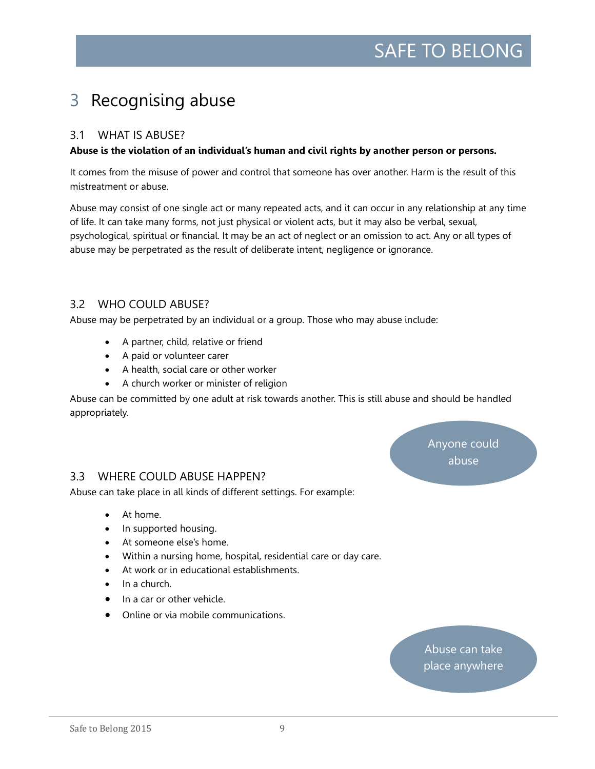# 3 Recognising abuse

## 3.1 WHAT IS ABUSE?

**Abuse is the violation of an individual's human and civil rights by another person or persons.**

It comes from the misuse of power and control that someone has over another. Harm is the result of this mistreatment or abuse.

Abuse may consist of one single act or many repeated acts, and it can occur in any relationship at any time of life. It can take many forms, not just physical or violent acts, but it may also be verbal, sexual, psychological, spiritual or financial. It may be an act of neglect or an omission to act. Any or all types of abuse may be perpetrated as the result of deliberate intent, negligence or ignorance.

## 3.2 WHO COULD ABUSE?

Abuse may be perpetrated by an individual or a group. Those who may abuse include:

- A partner, child, relative or friend
- A paid or volunteer carer
- A health, social care or other worker
- A church worker or minister of religion

Abuse can be committed by one adult at risk towards another. This is still abuse and should be handled appropriately.

Anyone could abuse

## 3.3 WHERE COULD ABUSE HAPPEN?

Abuse can take place in all kinds of different settings. For example:

- At home.
- In supported housing.
- At someone else's home.
- Within a nursing home, hospital, residential care or day care.
- At work or in educational establishments.
- In a church.
- In a car or other vehicle.
- Online or via mobile communications.

Abuse can take place anywhere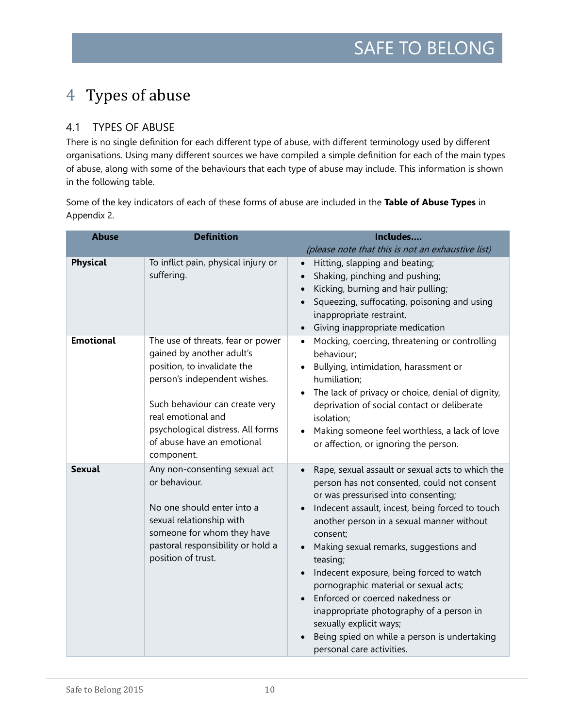# 4 Types of abuse

## 4.1 TYPES OF ABUSE

There is no single definition for each different type of abuse, with different terminology used by different organisations. Using many different sources we have compiled a simple definition for each of the main types of abuse, along with some of the behaviours that each type of abuse may include. This information is shown in the following table.

Some of the key indicators of each of these forms of abuse are included in the **Table of Abuse Types** in Appendix 2.

| Abuse | Definition | Includes….<br>*(please note that this is not an exhaustive list)* |
|---|---|---|
| **Physical** | To inflict pain, physical injury or suffering. | • Hitting, slapping and beating;<br>• Shaking, pinching and pushing;<br>• Kicking, burning and hair pulling;<br>• Squeezing, suffocating, poisoning and using inappropriate restraint.<br>• Giving inappropriate medication |
| **Emotional** | The use of threats, fear or power gained by another adult's position, to invalidate the person's independent wishes.<br><br>Such behaviour can create very real emotional and psychological distress. All forms of abuse have an emotional component. | • Mocking, coercing, threatening or controlling behaviour;<br>• Bullying, intimidation, harassment or humiliation;<br>• The lack of privacy or choice, denial of dignity, deprivation of social contact or deliberate isolation;<br>• Making someone feel worthless, a lack of love or affection, or ignoring the person. |
| **Sexual** | Any non-consenting sexual act or behaviour.<br><br>No one should enter into a sexual relationship with someone for whom they have pastoral responsibility or hold a position of trust. | • Rape, sexual assault or sexual acts to which the person has not consented, could not consent or was pressurised into consenting;<br>• Indecent assault, incest, being forced to touch another person in a sexual manner without consent;<br>• Making sexual remarks, suggestions and teasing;<br>• Indecent exposure, being forced to watch pornographic material or sexual acts;<br>• Enforced or coerced nakedness or inappropriate photography of a person in sexually explicit ways;<br>• Being spied on while a person is undertaking personal care activities. |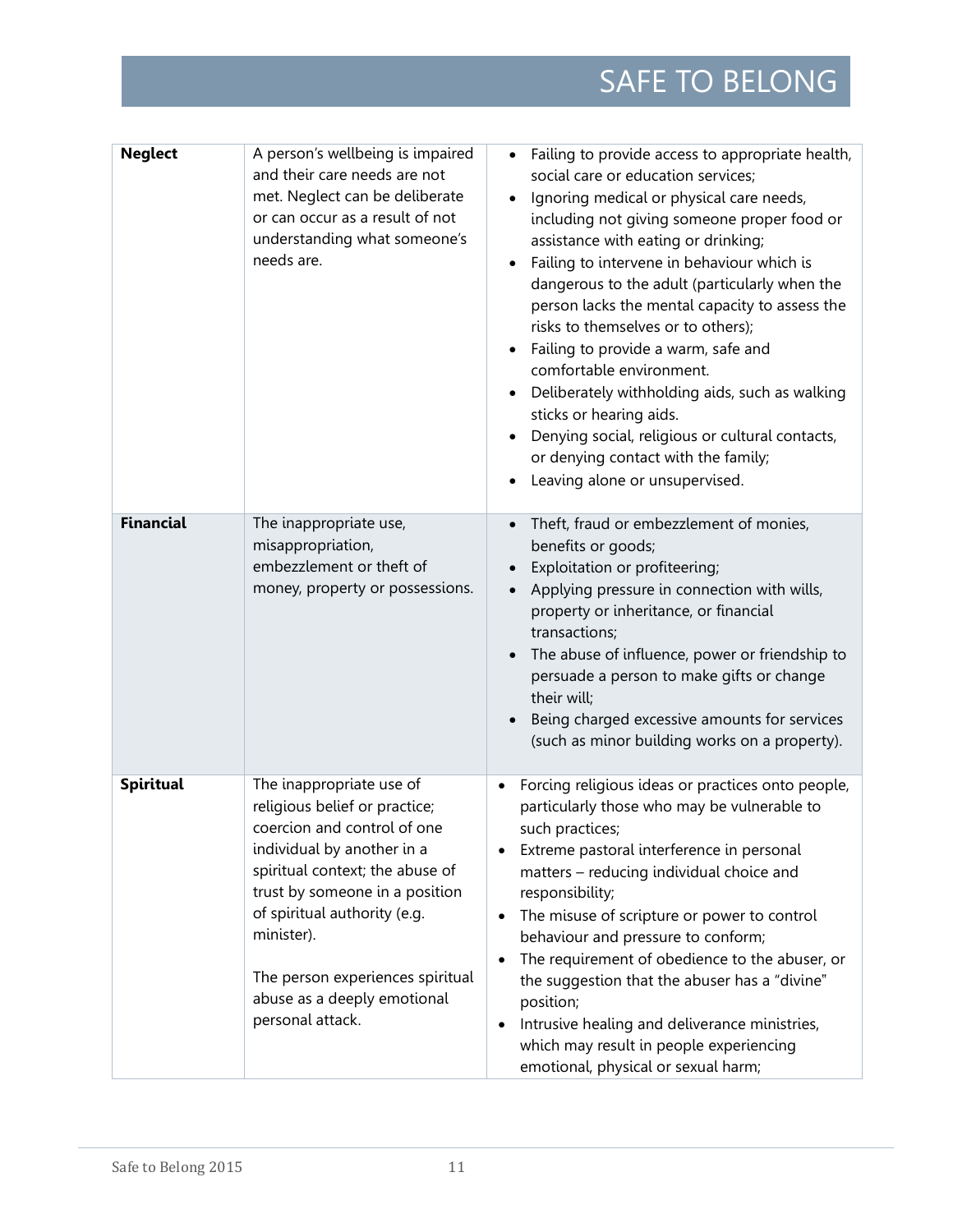| | | |
|---|---|---|
| **Neglect** | A person's wellbeing is impaired and their care needs are not met. Neglect can be deliberate or can occur as a result of not understanding what someone's needs are. | • Failing to provide access to appropriate health, social care or education services;<br>• Ignoring medical or physical care needs, including not giving someone proper food or assistance with eating or drinking;<br>• Failing to intervene in behaviour which is dangerous to the adult (particularly when the person lacks the mental capacity to assess the risks to themselves or to others);<br>• Failing to provide a warm, safe and comfortable environment.<br>• Deliberately withholding aids, such as walking sticks or hearing aids.<br>• Denying social, religious or cultural contacts, or denying contact with the family;<br>• Leaving alone or unsupervised. |
| **Financial** | The inappropriate use, misappropriation, embezzlement or theft of money, property or possessions. | • Theft, fraud or embezzlement of monies, benefits or goods;<br>• Exploitation or profiteering;<br>• Applying pressure in connection with wills, property or inheritance, or financial transactions;<br>• The abuse of influence, power or friendship to persuade a person to make gifts or change their will;<br>• Being charged excessive amounts for services (such as minor building works on a property). |
| **Spiritual** | The inappropriate use of religious belief or practice; coercion and control of one individual by another in a spiritual context; the abuse of trust by someone in a position of spiritual authority (e.g. minister).<br><br>The person experiences spiritual abuse as a deeply emotional personal attack. | • Forcing religious ideas or practices onto people, particularly those who may be vulnerable to such practices;<br>• Extreme pastoral interference in personal matters – reducing individual choice and responsibility;<br>• The misuse of scripture or power to control behaviour and pressure to conform;<br>• The requirement of obedience to the abuser, or the suggestion that the abuser has a "divine" position;<br>• Intrusive healing and deliverance ministries, which may result in people experiencing emotional, physical or sexual harm; |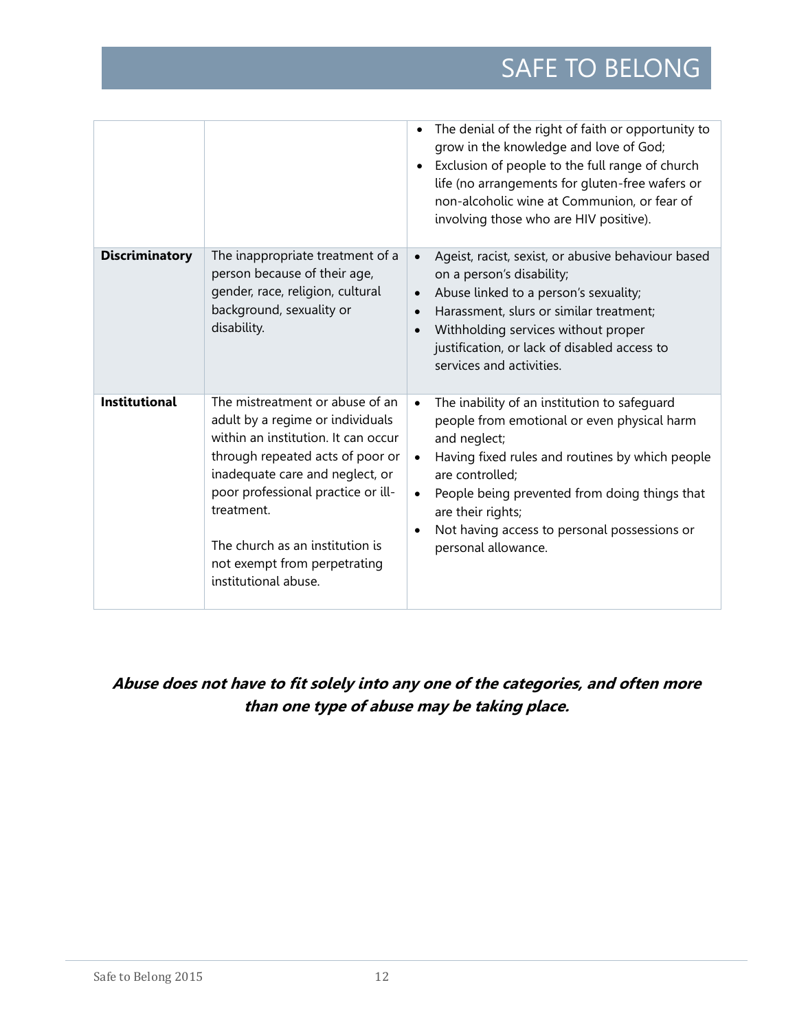| | | |
|---|---|---|
| | | • The denial of the right of faith or opportunity to grow in the knowledge and love of God;<br>• Exclusion of people to the full range of church life (no arrangements for gluten-free wafers or non-alcoholic wine at Communion, or fear of involving those who are HIV positive). |
| **Discriminatory** | The inappropriate treatment of a person because of their age, gender, race, religion, cultural background, sexuality or disability. | • Ageist, racist, sexist, or abusive behaviour based on a person's disability;<br>• Abuse linked to a person's sexuality;<br>• Harassment, slurs or similar treatment;<br>• Withholding services without proper justification, or lack of disabled access to services and activities. |
| **Institutional** | The mistreatment or abuse of an adult by a regime or individuals within an institution. It can occur through repeated acts of poor or inadequate care and neglect, or poor professional practice or ill-treatment.<br><br>The church as an institution is not exempt from perpetrating institutional abuse. | • The inability of an institution to safeguard people from emotional or even physical harm and neglect;<br>• Having fixed rules and routines by which people are controlled;<br>• People being prevented from doing things that are their rights;<br>• Not having access to personal possessions or personal allowance. |

***Abuse does not have to fit solely into any one of the categories, and often more than one type of abuse may be taking place.***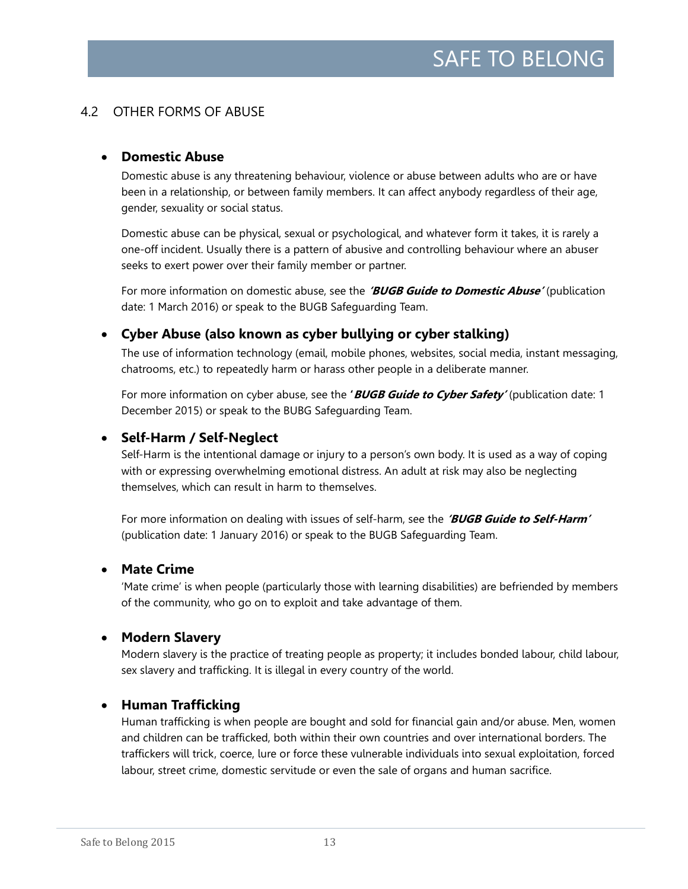## 4.2 OTHER FORMS OF ABUSE

- **Domestic Abuse**

  Domestic abuse is any threatening behaviour, violence or abuse between adults who are or have been in a relationship, or between family members. It can affect anybody regardless of their age, gender, sexuality or social status.

  Domestic abuse can be physical, sexual or psychological, and whatever form it takes, it is rarely a one-off incident. Usually there is a pattern of abusive and controlling behaviour where an abuser seeks to exert power over their family member or partner.

  For more information on domestic abuse, see the ***'BUGB Guide to Domestic Abuse'*** (publication date: 1 March 2016) or speak to the BUGB Safeguarding Team.

- **Cyber Abuse (also known as cyber bullying or cyber stalking)**

  The use of information technology (email, mobile phones, websites, social media, instant messaging, chatrooms, etc.) to repeatedly harm or harass other people in a deliberate manner.

  For more information on cyber abuse, see the ***'BUGB Guide to Cyber Safety'*** (publication date: 1 December 2015) or speak to the BUBG Safeguarding Team.

- **Self-Harm / Self-Neglect**

  Self-Harm is the intentional damage or injury to a person's own body. It is used as a way of coping with or expressing overwhelming emotional distress. An adult at risk may also be neglecting themselves, which can result in harm to themselves.

  For more information on dealing with issues of self-harm, see the ***'BUGB Guide to Self-Harm'*** (publication date: 1 January 2016) or speak to the BUGB Safeguarding Team.

- **Mate Crime**

  'Mate crime' is when people (particularly those with learning disabilities) are befriended by members of the community, who go on to exploit and take advantage of them.

- **Modern Slavery**

  Modern slavery is the practice of treating people as property; it includes bonded labour, child labour, sex slavery and trafficking. It is illegal in every country of the world.

- **Human Trafficking**

  Human trafficking is when people are bought and sold for financial gain and/or abuse. Men, women and children can be trafficked, both within their own countries and over international borders. The traffickers will trick, coerce, lure or force these vulnerable individuals into sexual exploitation, forced labour, street crime, domestic servitude or even the sale of organs and human sacrifice.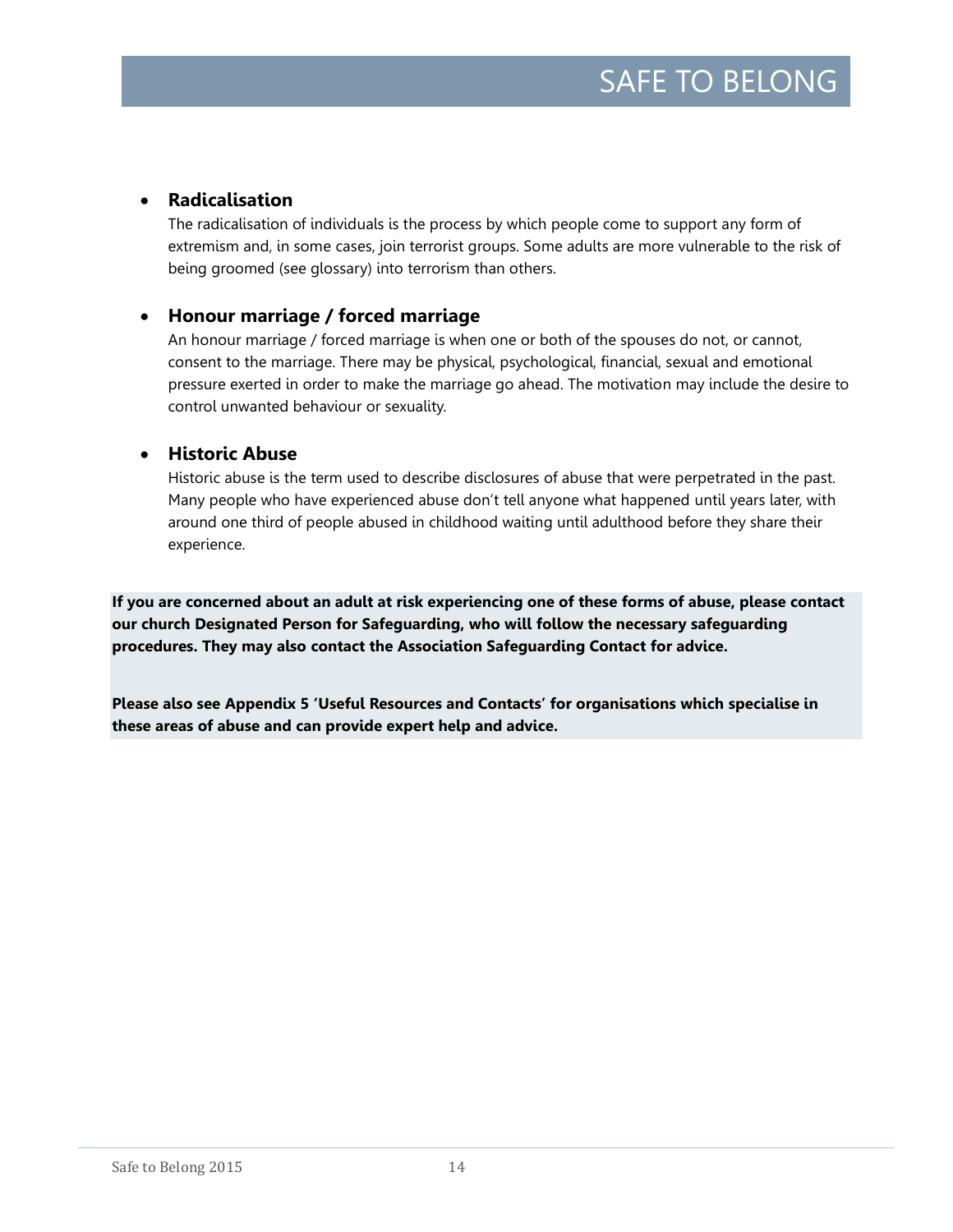- **Radicalisation**

  The radicalisation of individuals is the process by which people come to support any form of extremism and, in some cases, join terrorist groups. Some adults are more vulnerable to the risk of being groomed (see glossary) into terrorism than others.

- **Honour marriage / forced marriage**

  An honour marriage / forced marriage is when one or both of the spouses do not, or cannot, consent to the marriage. There may be physical, psychological, financial, sexual and emotional pressure exerted in order to make the marriage go ahead. The motivation may include the desire to control unwanted behaviour or sexuality.

- **Historic Abuse**

  Historic abuse is the term used to describe disclosures of abuse that were perpetrated in the past. Many people who have experienced abuse don't tell anyone what happened until years later, with around one third of people abused in childhood waiting until adulthood before they share their experience.

**If you are concerned about an adult at risk experiencing one of these forms of abuse, please contact our church Designated Person for Safeguarding, who will follow the necessary safeguarding procedures. They may also contact the Association Safeguarding Contact for advice.**

**Please also see Appendix 5 'Useful Resources and Contacts' for organisations which specialise in these areas of abuse and can provide expert help and advice.**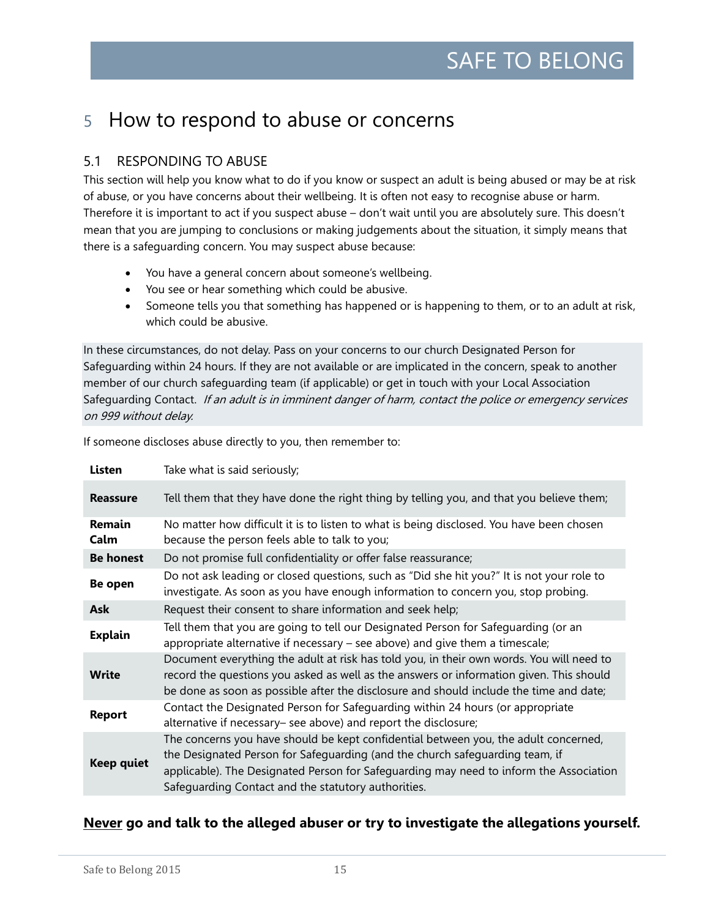# 5 How to respond to abuse or concerns

## 5.1 RESPONDING TO ABUSE

This section will help you know what to do if you know or suspect an adult is being abused or may be at risk of abuse, or you have concerns about their wellbeing. It is often not easy to recognise abuse or harm. Therefore it is important to act if you suspect abuse – don't wait until you are absolutely sure. This doesn't mean that you are jumping to conclusions or making judgements about the situation, it simply means that there is a safeguarding concern. You may suspect abuse because:

- You have a general concern about someone's wellbeing.
- You see or hear something which could be abusive.
- Someone tells you that something has happened or is happening to them, or to an adult at risk, which could be abusive.

In these circumstances, do not delay. Pass on your concerns to our church Designated Person for Safeguarding within 24 hours. If they are not available or are implicated in the concern, speak to another member of our church safeguarding team (if applicable) or get in touch with your Local Association Safeguarding Contact. *If an adult is in imminent danger of harm, contact the police or emergency services on 999 without delay.*

If someone discloses abuse directly to you, then remember to:

| | |
|---|---|
| **Listen** | Take what is said seriously; |
| **Reassure** | Tell them that they have done the right thing by telling you, and that you believe them; |
| **Remain Calm** | No matter how difficult it is to listen to what is being disclosed. You have been chosen because the person feels able to talk to you; |
| **Be honest** | Do not promise full confidentiality or offer false reassurance; |
| **Be open** | Do not ask leading or closed questions, such as "Did she hit you?" It is not your role to investigate. As soon as you have enough information to concern you, stop probing. |
| **Ask** | Request their consent to share information and seek help; |
| **Explain** | Tell them that you are going to tell our Designated Person for Safeguarding (or an appropriate alternative if necessary – see above) and give them a timescale; |
| **Write** | Document everything the adult at risk has told you, in their own words. You will need to record the questions you asked as well as the answers or information given. This should be done as soon as possible after the disclosure and should include the time and date; |
| **Report** | Contact the Designated Person for Safeguarding within 24 hours (or appropriate alternative if necessary– see above) and report the disclosure; |
| **Keep quiet** | The concerns you have should be kept confidential between you, the adult concerned, the Designated Person for Safeguarding (and the church safeguarding team, if applicable). The Designated Person for Safeguarding may need to inform the Association Safeguarding Contact and the statutory authorities. |

**<u>Never</u> go and talk to the alleged abuser or try to investigate the allegations yourself.**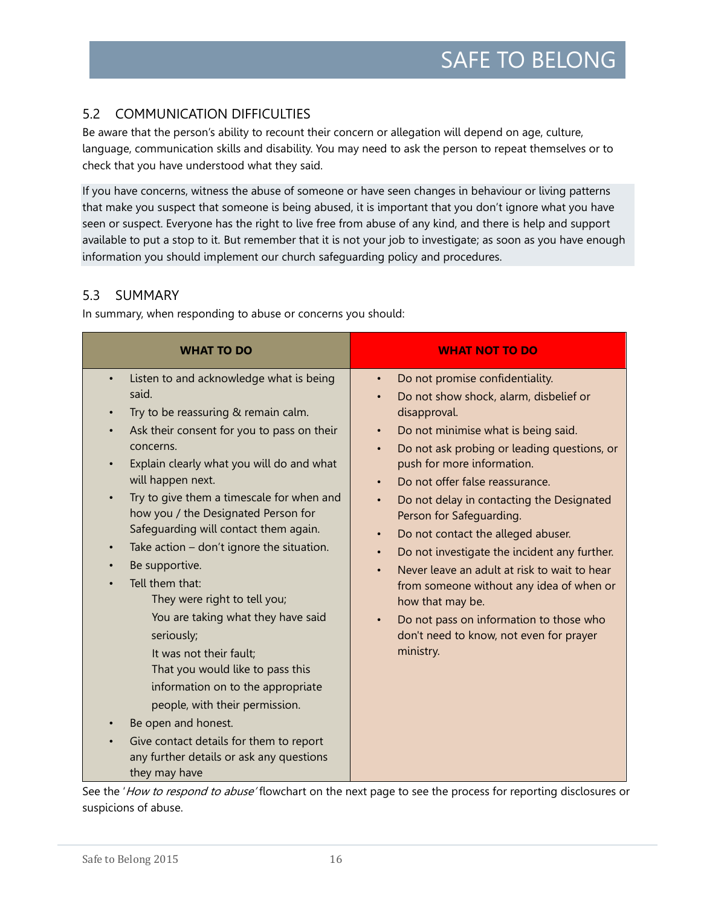## 5.2 COMMUNICATION DIFFICULTIES

Be aware that the person's ability to recount their concern or allegation will depend on age, culture, language, communication skills and disability. You may need to ask the person to repeat themselves or to check that you have understood what they said.

If you have concerns, witness the abuse of someone or have seen changes in behaviour or living patterns that make you suspect that someone is being abused, it is important that you don't ignore what you have seen or suspect. Everyone has the right to live free from abuse of any kind, and there is help and support available to put a stop to it. But remember that it is not your job to investigate; as soon as you have enough information you should implement our church safeguarding policy and procedures.

## 5.3 SUMMARY

In summary, when responding to abuse or concerns you should:

| **WHAT TO DO** | **WHAT NOT TO DO** |
|---|---|
| • Listen to and acknowledge what is being said.<br>• Try to be reassuring & remain calm.<br>• Ask their consent for you to pass on their concerns.<br>• Explain clearly what you will do and what will happen next.<br>• Try to give them a timescale for when and how you / the Designated Person for Safeguarding will contact them again.<br>• Take action – don't ignore the situation.<br>• Be supportive.<br>• Tell them that:<br>They were right to tell you;<br>You are taking what they have said seriously;<br>It was not their fault;<br>That you would like to pass this information on to the appropriate people, with their permission.<br>• Be open and honest.<br>• Give contact details for them to report any further details or ask any questions they may have | • Do not promise confidentiality.<br>• Do not show shock, alarm, disbelief or disapproval.<br>• Do not minimise what is being said.<br>• Do not ask probing or leading questions, or push for more information.<br>• Do not offer false reassurance.<br>• Do not delay in contacting the Designated Person for Safeguarding.<br>• Do not contact the alleged abuser.<br>• Do not investigate the incident any further.<br>• Never leave an adult at risk to wait to hear from someone without any idea of when or how that may be.<br>• Do not pass on information to those who don't need to know, not even for prayer ministry. |

See the '*How to respond to abuse*' flowchart on the next page to see the process for reporting disclosures or suspicions of abuse.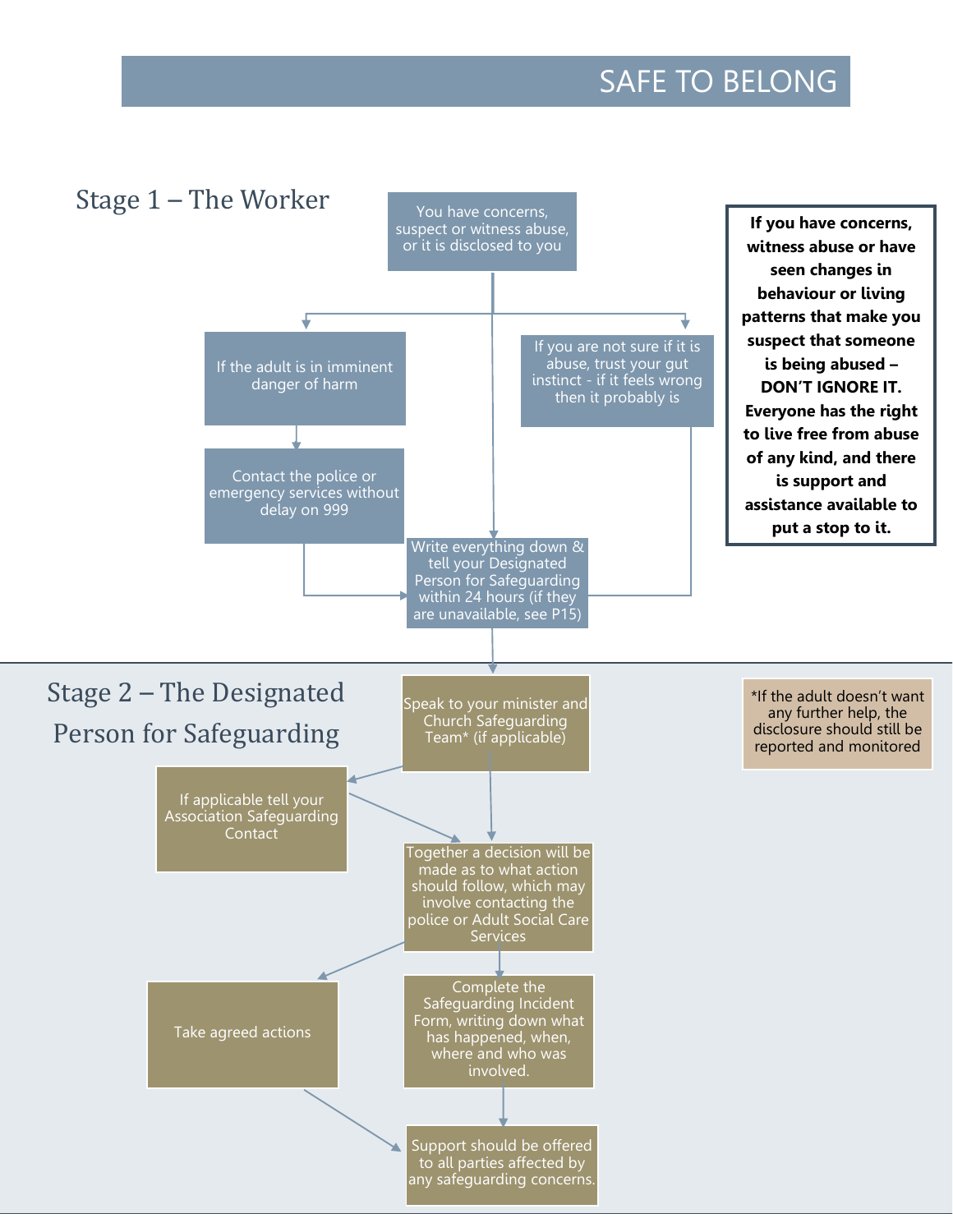# SAFE TO BELONG

## Stage 1 – The Worker

You have concerns, suspect or witness abuse, or it is disclosed to you

If the adult is in imminent danger of harm

Contact the police or emergency services without delay on 999

If you are not sure if it is abuse, trust your gut instinct - if it feels wrong then it probably is

Write everything down & tell your Designated Person for Safeguarding within 24 hours (if they are unavailable, see P15)

**If you have concerns, witness abuse or have seen changes in behaviour or living patterns that make you suspect that someone is being abused – DON'T IGNORE IT. Everyone has the right to live free from abuse of any kind, and there is support and assistance available to put a stop to it.**

## Stage 2 – The Designated Person for Safeguarding

Speak to your minister and Church Safeguarding Team* (if applicable)

If applicable tell your Association Safeguarding Contact

Together a decision will be made as to what action should follow, which may involve contacting the police or Adult Social Care Services

Take agreed actions

Complete the Safeguarding Incident Form, writing down what has happened, when, where and who was involved.

Support should be offered to all parties affected by any safeguarding concerns.

*If the adult doesn't want any further help, the disclosure should still be reported and monitored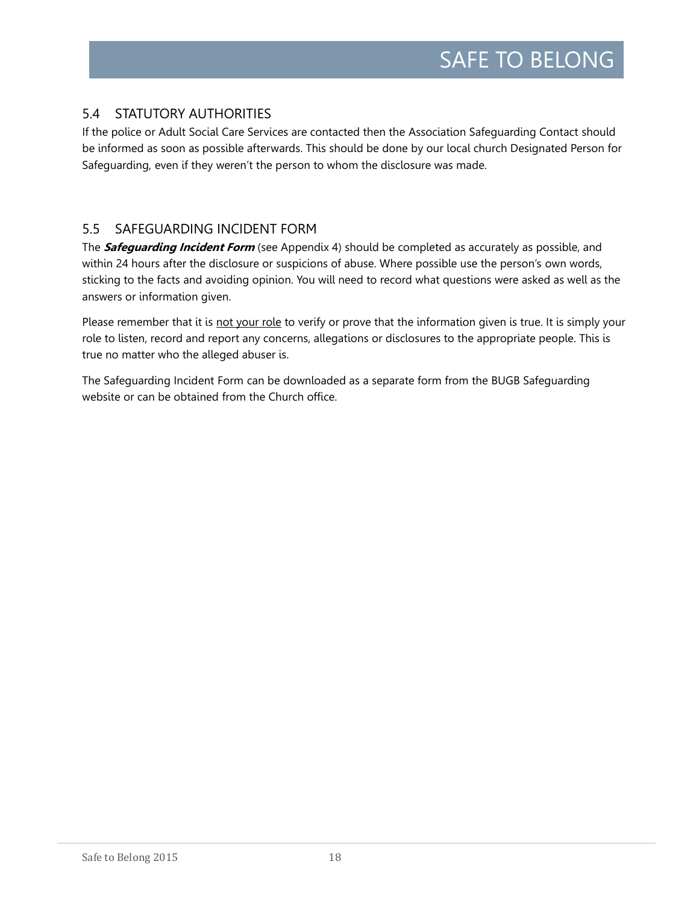## 5.4 STATUTORY AUTHORITIES

If the police or Adult Social Care Services are contacted then the Association Safeguarding Contact should be informed as soon as possible afterwards. This should be done by our local church Designated Person for Safeguarding, even if they weren't the person to whom the disclosure was made.

## 5.5 SAFEGUARDING INCIDENT FORM

The ***Safeguarding Incident Form*** (see Appendix 4) should be completed as accurately as possible, and within 24 hours after the disclosure or suspicions of abuse. Where possible use the person's own words, sticking to the facts and avoiding opinion. You will need to record what questions were asked as well as the answers or information given.

Please remember that it is <u>not your role</u> to verify or prove that the information given is true. It is simply your role to listen, record and report any concerns, allegations or disclosures to the appropriate people. This is true no matter who the alleged abuser is.

The Safeguarding Incident Form can be downloaded as a separate form from the BUGB Safeguarding website or can be obtained from the Church office.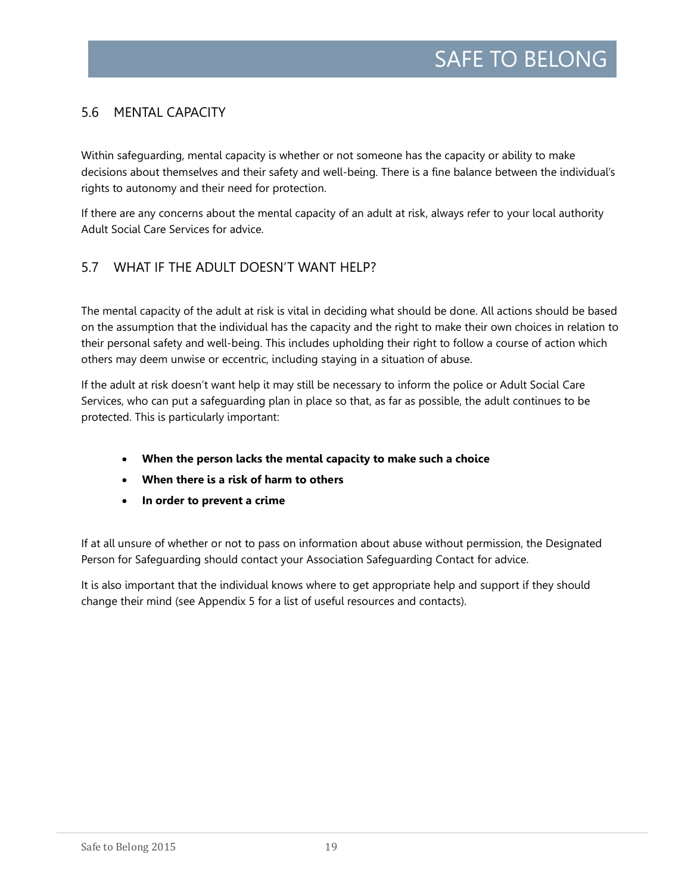## 5.6 MENTAL CAPACITY

Within safeguarding, mental capacity is whether or not someone has the capacity or ability to make decisions about themselves and their safety and well-being. There is a fine balance between the individual's rights to autonomy and their need for protection.

If there are any concerns about the mental capacity of an adult at risk, always refer to your local authority Adult Social Care Services for advice.

## 5.7 WHAT IF THE ADULT DOESN'T WANT HELP?

The mental capacity of the adult at risk is vital in deciding what should be done. All actions should be based on the assumption that the individual has the capacity and the right to make their own choices in relation to their personal safety and well-being. This includes upholding their right to follow a course of action which others may deem unwise or eccentric, including staying in a situation of abuse.

If the adult at risk doesn't want help it may still be necessary to inform the police or Adult Social Care Services, who can put a safeguarding plan in place so that, as far as possible, the adult continues to be protected. This is particularly important:

- **When the person lacks the mental capacity to make such a choice**
- **When there is a risk of harm to others**
- **In order to prevent a crime**

If at all unsure of whether or not to pass on information about abuse without permission, the Designated Person for Safeguarding should contact your Association Safeguarding Contact for advice.

It is also important that the individual knows where to get appropriate help and support if they should change their mind (see Appendix 5 for a list of useful resources and contacts).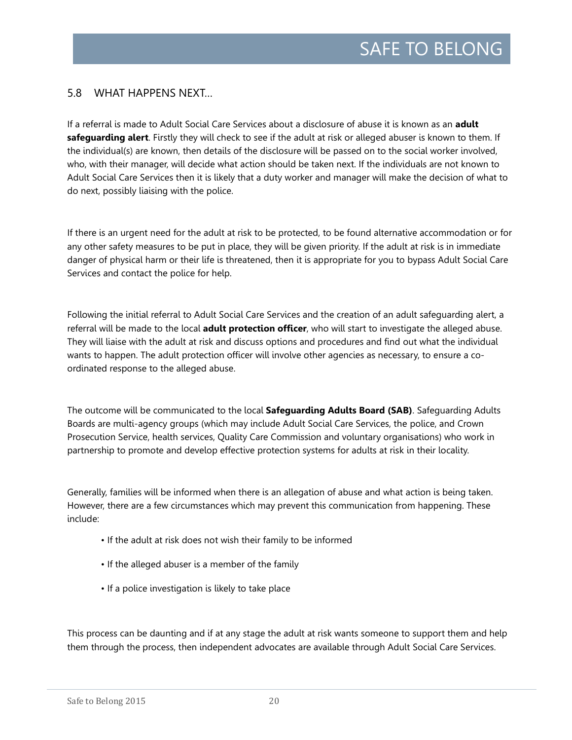## 5.8 WHAT HAPPENS NEXT…

If a referral is made to Adult Social Care Services about a disclosure of abuse it is known as an **adult safeguarding alert**. Firstly they will check to see if the adult at risk or alleged abuser is known to them. If the individual(s) are known, then details of the disclosure will be passed on to the social worker involved, who, with their manager, will decide what action should be taken next. If the individuals are not known to Adult Social Care Services then it is likely that a duty worker and manager will make the decision of what to do next, possibly liaising with the police.

If there is an urgent need for the adult at risk to be protected, to be found alternative accommodation or for any other safety measures to be put in place, they will be given priority. If the adult at risk is in immediate danger of physical harm or their life is threatened, then it is appropriate for you to bypass Adult Social Care Services and contact the police for help.

Following the initial referral to Adult Social Care Services and the creation of an adult safeguarding alert, a referral will be made to the local **adult protection officer**, who will start to investigate the alleged abuse. They will liaise with the adult at risk and discuss options and procedures and find out what the individual wants to happen. The adult protection officer will involve other agencies as necessary, to ensure a co-ordinated response to the alleged abuse.

The outcome will be communicated to the local **Safeguarding Adults Board (SAB)**. Safeguarding Adults Boards are multi-agency groups (which may include Adult Social Care Services, the police, and Crown Prosecution Service, health services, Quality Care Commission and voluntary organisations) who work in partnership to promote and develop effective protection systems for adults at risk in their locality.

Generally, families will be informed when there is an allegation of abuse and what action is being taken. However, there are a few circumstances which may prevent this communication from happening. These include:

- If the adult at risk does not wish their family to be informed
- If the alleged abuser is a member of the family
- If a police investigation is likely to take place

This process can be daunting and if at any stage the adult at risk wants someone to support them and help them through the process, then independent advocates are available through Adult Social Care Services.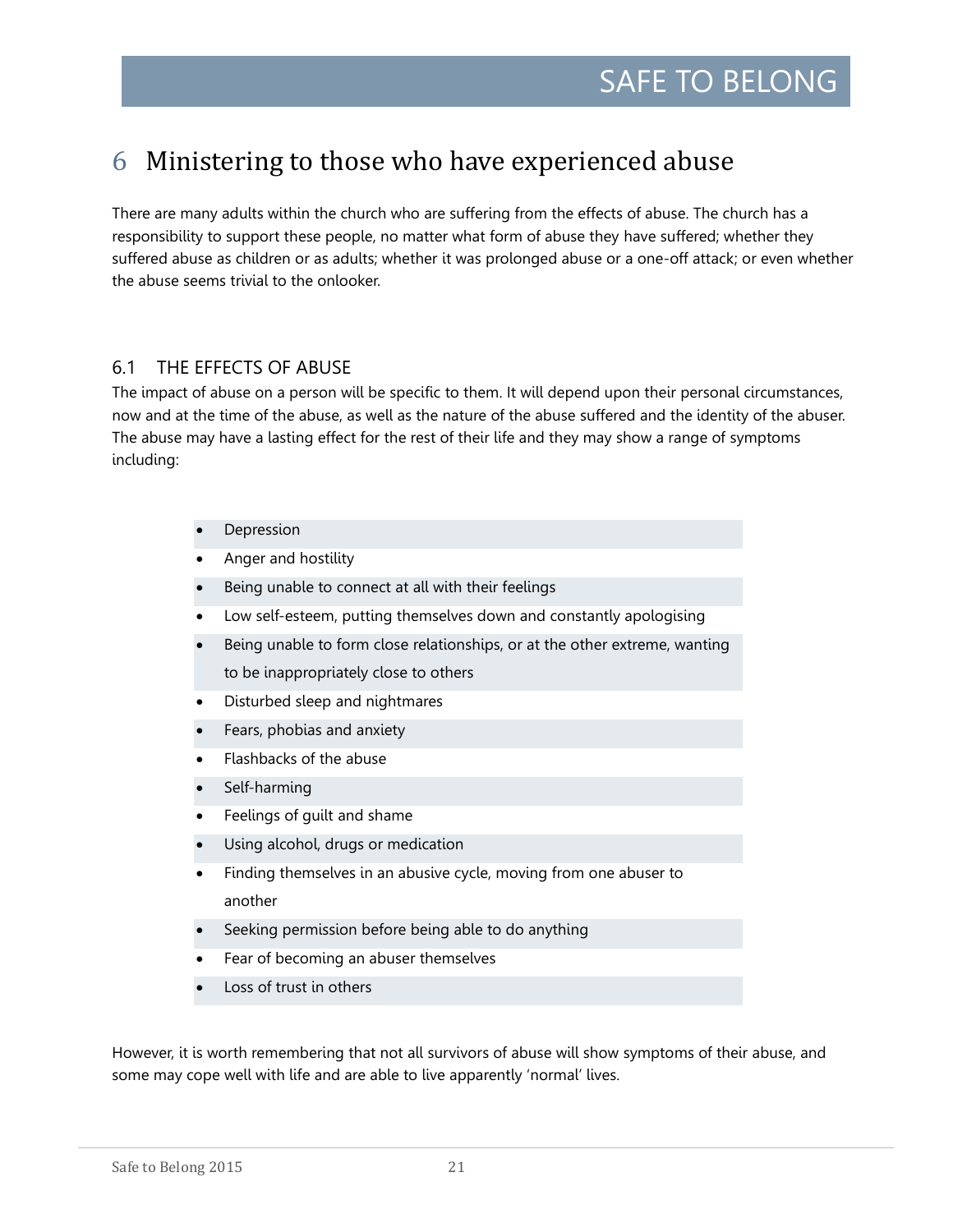# 6 Ministering to those who have experienced abuse

There are many adults within the church who are suffering from the effects of abuse. The church has a responsibility to support these people, no matter what form of abuse they have suffered; whether they suffered abuse as children or as adults; whether it was prolonged abuse or a one-off attack; or even whether the abuse seems trivial to the onlooker.

## 6.1 THE EFFECTS OF ABUSE

The impact of abuse on a person will be specific to them. It will depend upon their personal circumstances, now and at the time of the abuse, as well as the nature of the abuse suffered and the identity of the abuser. The abuse may have a lasting effect for the rest of their life and they may show a range of symptoms including:

- Depression
- Anger and hostility
- Being unable to connect at all with their feelings
- Low self-esteem, putting themselves down and constantly apologising
- Being unable to form close relationships, or at the other extreme, wanting to be inappropriately close to others
- Disturbed sleep and nightmares
- Fears, phobias and anxiety
- Flashbacks of the abuse
- Self-harming
- Feelings of guilt and shame
- Using alcohol, drugs or medication
- Finding themselves in an abusive cycle, moving from one abuser to another
- Seeking permission before being able to do anything
- Fear of becoming an abuser themselves
- Loss of trust in others

However, it is worth remembering that not all survivors of abuse will show symptoms of their abuse, and some may cope well with life and are able to live apparently 'normal' lives.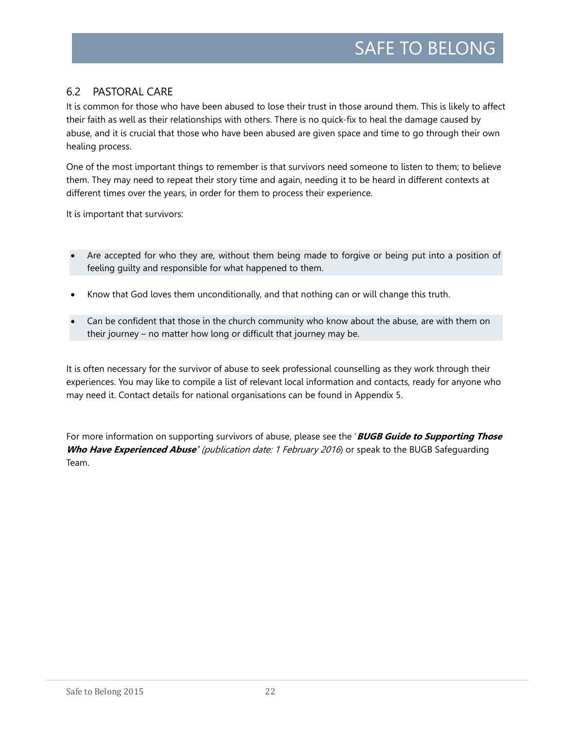## 6.2 PASTORAL CARE

It is common for those who have been abused to lose their trust in those around them. This is likely to affect their faith as well as their relationships with others. There is no quick-fix to heal the damage caused by abuse, and it is crucial that those who have been abused are given space and time to go through their own healing process.

One of the most important things to remember is that survivors need someone to listen to them; to believe them. They may need to repeat their story time and again, needing it to be heard in different contexts at different times over the years, in order for them to process their experience.

It is important that survivors:

- Are accepted for who they are, without them being made to forgive or being put into a position of feeling guilty and responsible for what happened to them.
- Know that God loves them unconditionally, and that nothing can or will change this truth.
- Can be confident that those in the church community who know about the abuse, are with them on their journey – no matter how long or difficult that journey may be.

It is often necessary for the survivor of abuse to seek professional counselling as they work through their experiences. You may like to compile a list of relevant local information and contacts, ready for anyone who may need it. Contact details for national organisations can be found in Appendix 5.

For more information on supporting survivors of abuse, please see the '***BUGB Guide to Supporting Those Who Have Experienced Abuse'*** *(publication date: 1 February 2016*) or speak to the BUGB Safeguarding Team.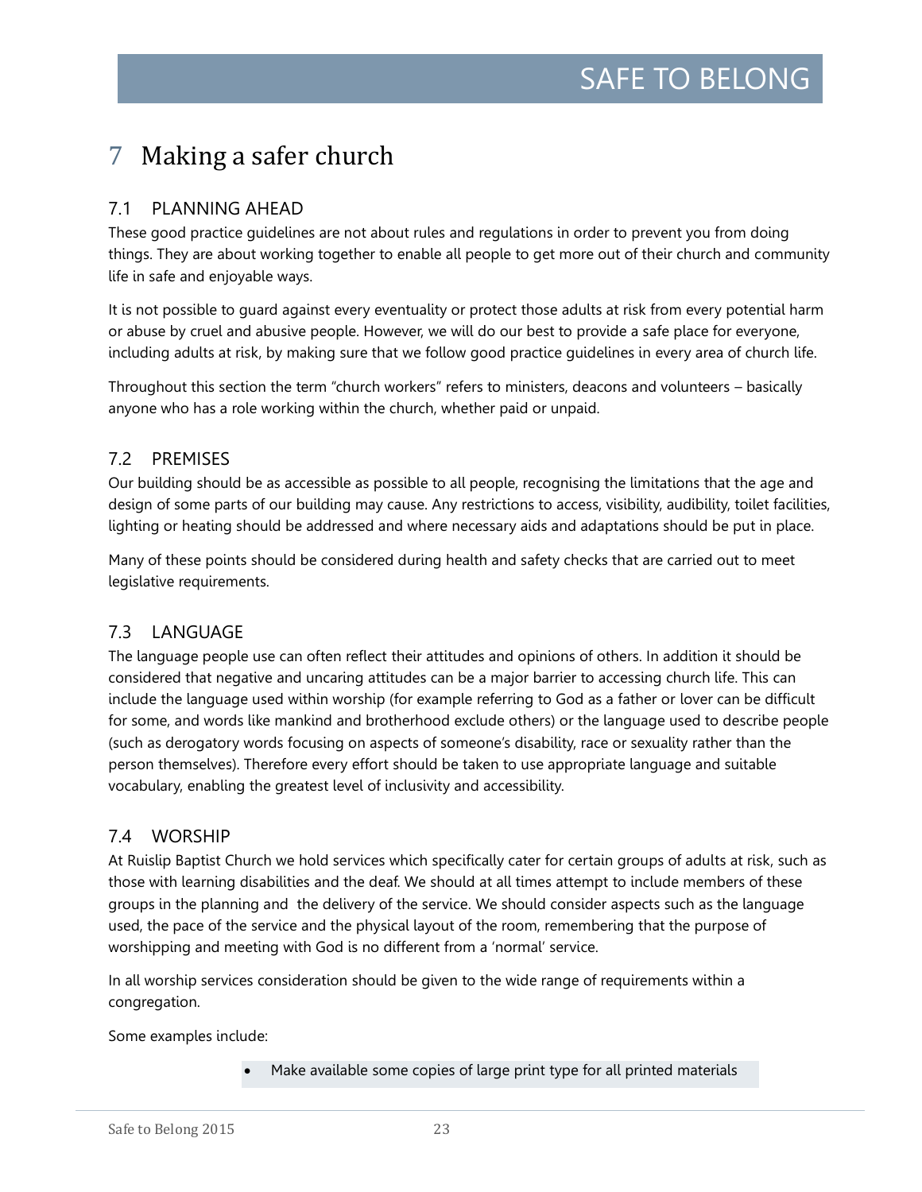# 7 Making a safer church

## 7.1 PLANNING AHEAD

These good practice guidelines are not about rules and regulations in order to prevent you from doing things. They are about working together to enable all people to get more out of their church and community life in safe and enjoyable ways.

It is not possible to guard against every eventuality or protect those adults at risk from every potential harm or abuse by cruel and abusive people. However, we will do our best to provide a safe place for everyone, including adults at risk, by making sure that we follow good practice guidelines in every area of church life.

Throughout this section the term "church workers" refers to ministers, deacons and volunteers – basically anyone who has a role working within the church, whether paid or unpaid.

## 7.2 PREMISES

Our building should be as accessible as possible to all people, recognising the limitations that the age and design of some parts of our building may cause. Any restrictions to access, visibility, audibility, toilet facilities, lighting or heating should be addressed and where necessary aids and adaptations should be put in place.

Many of these points should be considered during health and safety checks that are carried out to meet legislative requirements.

## 7.3 LANGUAGE

The language people use can often reflect their attitudes and opinions of others. In addition it should be considered that negative and uncaring attitudes can be a major barrier to accessing church life. This can include the language used within worship (for example referring to God as a father or lover can be difficult for some, and words like mankind and brotherhood exclude others) or the language used to describe people (such as derogatory words focusing on aspects of someone's disability, race or sexuality rather than the person themselves). Therefore every effort should be taken to use appropriate language and suitable vocabulary, enabling the greatest level of inclusivity and accessibility.

## 7.4 WORSHIP

At Ruislip Baptist Church we hold services which specifically cater for certain groups of adults at risk, such as those with learning disabilities and the deaf. We should at all times attempt to include members of these groups in the planning and the delivery of the service. We should consider aspects such as the language used, the pace of the service and the physical layout of the room, remembering that the purpose of worshipping and meeting with God is no different from a 'normal' service.

In all worship services consideration should be given to the wide range of requirements within a congregation.

Some examples include:

- Make available some copies of large print type for all printed materials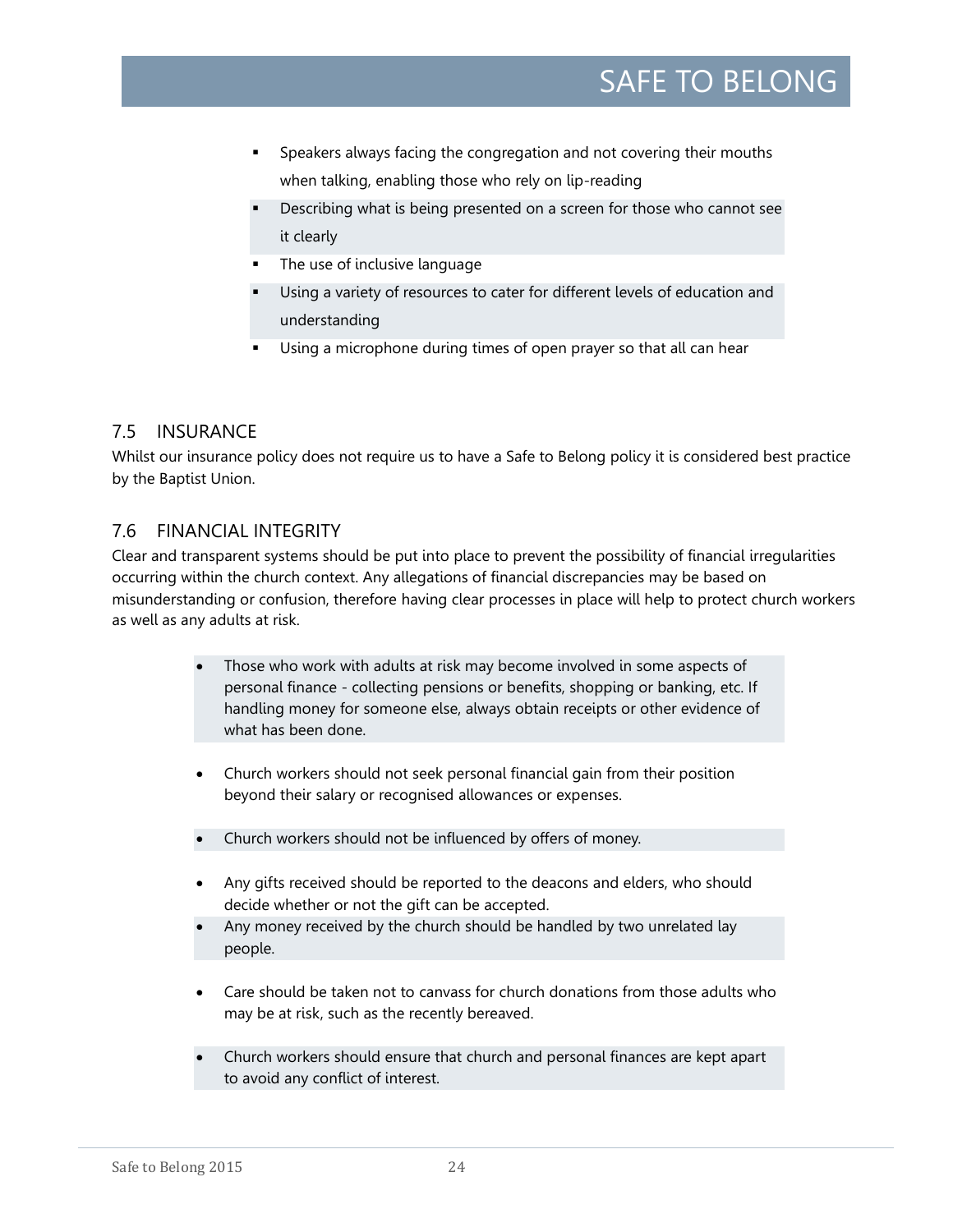- Speakers always facing the congregation and not covering their mouths when talking, enabling those who rely on lip-reading
- Describing what is being presented on a screen for those who cannot see it clearly
- The use of inclusive language
- Using a variety of resources to cater for different levels of education and understanding
- Using a microphone during times of open prayer so that all can hear

## 7.5 INSURANCE

Whilst our insurance policy does not require us to have a Safe to Belong policy it is considered best practice by the Baptist Union.

## 7.6 FINANCIAL INTEGRITY

Clear and transparent systems should be put into place to prevent the possibility of financial irregularities occurring within the church context. Any allegations of financial discrepancies may be based on misunderstanding or confusion, therefore having clear processes in place will help to protect church workers as well as any adults at risk.

- Those who work with adults at risk may become involved in some aspects of personal finance - collecting pensions or benefits, shopping or banking, etc. If handling money for someone else, always obtain receipts or other evidence of what has been done.
- Church workers should not seek personal financial gain from their position beyond their salary or recognised allowances or expenses.
- Church workers should not be influenced by offers of money.
- Any gifts received should be reported to the deacons and elders, who should decide whether or not the gift can be accepted.
- Any money received by the church should be handled by two unrelated lay people.
- Care should be taken not to canvass for church donations from those adults who may be at risk, such as the recently bereaved.
- Church workers should ensure that church and personal finances are kept apart to avoid any conflict of interest.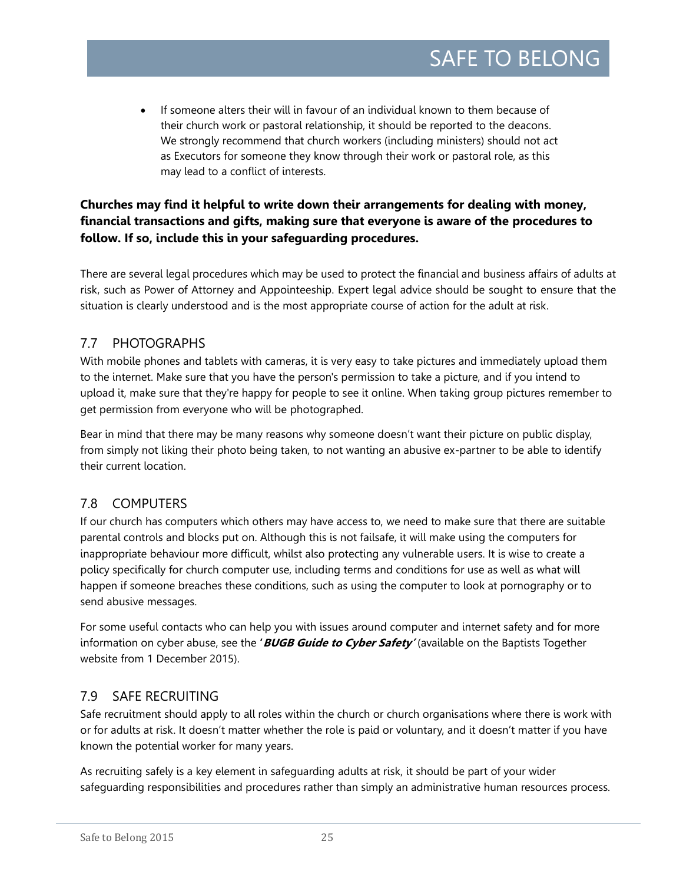- If someone alters their will in favour of an individual known to them because of their church work or pastoral relationship, it should be reported to the deacons. We strongly recommend that church workers (including ministers) should not act as Executors for someone they know through their work or pastoral role, as this may lead to a conflict of interests.

**Churches may find it helpful to write down their arrangements for dealing with money, financial transactions and gifts, making sure that everyone is aware of the procedures to follow. If so, include this in your safeguarding procedures.**

There are several legal procedures which may be used to protect the financial and business affairs of adults at risk, such as Power of Attorney and Appointeeship. Expert legal advice should be sought to ensure that the situation is clearly understood and is the most appropriate course of action for the adult at risk.

## 7.7 PHOTOGRAPHS

With mobile phones and tablets with cameras, it is very easy to take pictures and immediately upload them to the internet. Make sure that you have the person's permission to take a picture, and if you intend to upload it, make sure that they're happy for people to see it online. When taking group pictures remember to get permission from everyone who will be photographed.

Bear in mind that there may be many reasons why someone doesn't want their picture on public display, from simply not liking their photo being taken, to not wanting an abusive ex-partner to be able to identify their current location.

## 7.8 COMPUTERS

If our church has computers which others may have access to, we need to make sure that there are suitable parental controls and blocks put on. Although this is not failsafe, it will make using the computers for inappropriate behaviour more difficult, whilst also protecting any vulnerable users. It is wise to create a policy specifically for church computer use, including terms and conditions for use as well as what will happen if someone breaches these conditions, such as using the computer to look at pornography or to send abusive messages.

For some useful contacts who can help you with issues around computer and internet safety and for more information on cyber abuse, see the ***'BUGB Guide to Cyber Safety'*** (available on the Baptists Together website from 1 December 2015).

## 7.9 SAFE RECRUITING

Safe recruitment should apply to all roles within the church or church organisations where there is work with or for adults at risk. It doesn't matter whether the role is paid or voluntary, and it doesn't matter if you have known the potential worker for many years.

As recruiting safely is a key element in safeguarding adults at risk, it should be part of your wider safeguarding responsibilities and procedures rather than simply an administrative human resources process.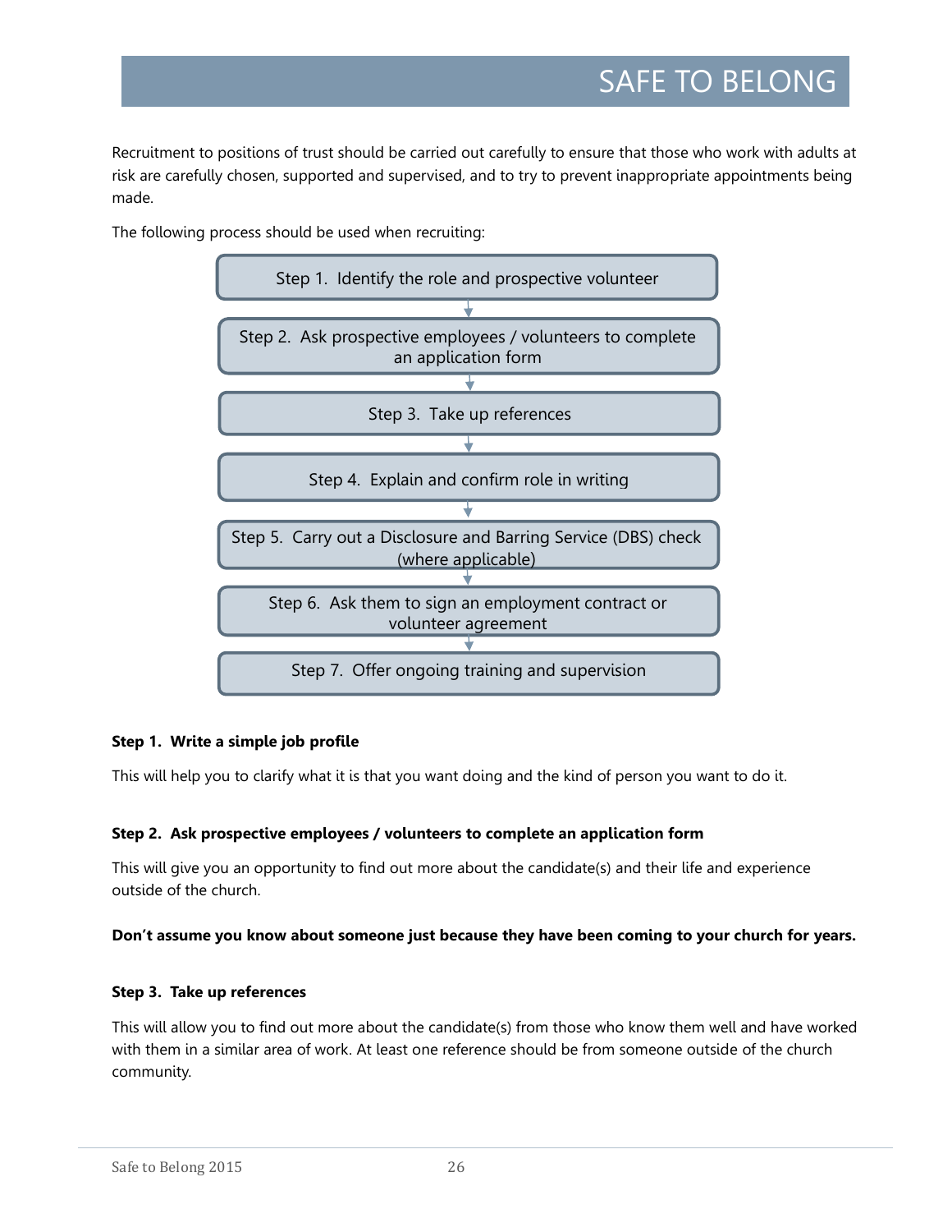Recruitment to positions of trust should be carried out carefully to ensure that those who work with adults at risk are carefully chosen, supported and supervised, and to try to prevent inappropriate appointments being made.

The following process should be used when recruiting:

Step 1. Identify the role and prospective volunteer

↓

Step 2. Ask prospective employees / volunteers to complete an application form

↓

Step 3. Take up references

↓

Step 4. Explain and confirm role in writing

↓

Step 5. Carry out a Disclosure and Barring Service (DBS) check (where applicable)

↓

Step 6. Ask them to sign an employment contract or volunteer agreement

↓

Step 7. Offer ongoing training and supervision

**Step 1. Write a simple job profile**

This will help you to clarify what it is that you want doing and the kind of person you want to do it.

**Step 2. Ask prospective employees / volunteers to complete an application form**

This will give you an opportunity to find out more about the candidate(s) and their life and experience outside of the church.

**Don't assume you know about someone just because they have been coming to your church for years.**

**Step 3. Take up references**

This will allow you to find out more about the candidate(s) from those who know them well and have worked with them in a similar area of work. At least one reference should be from someone outside of the church community.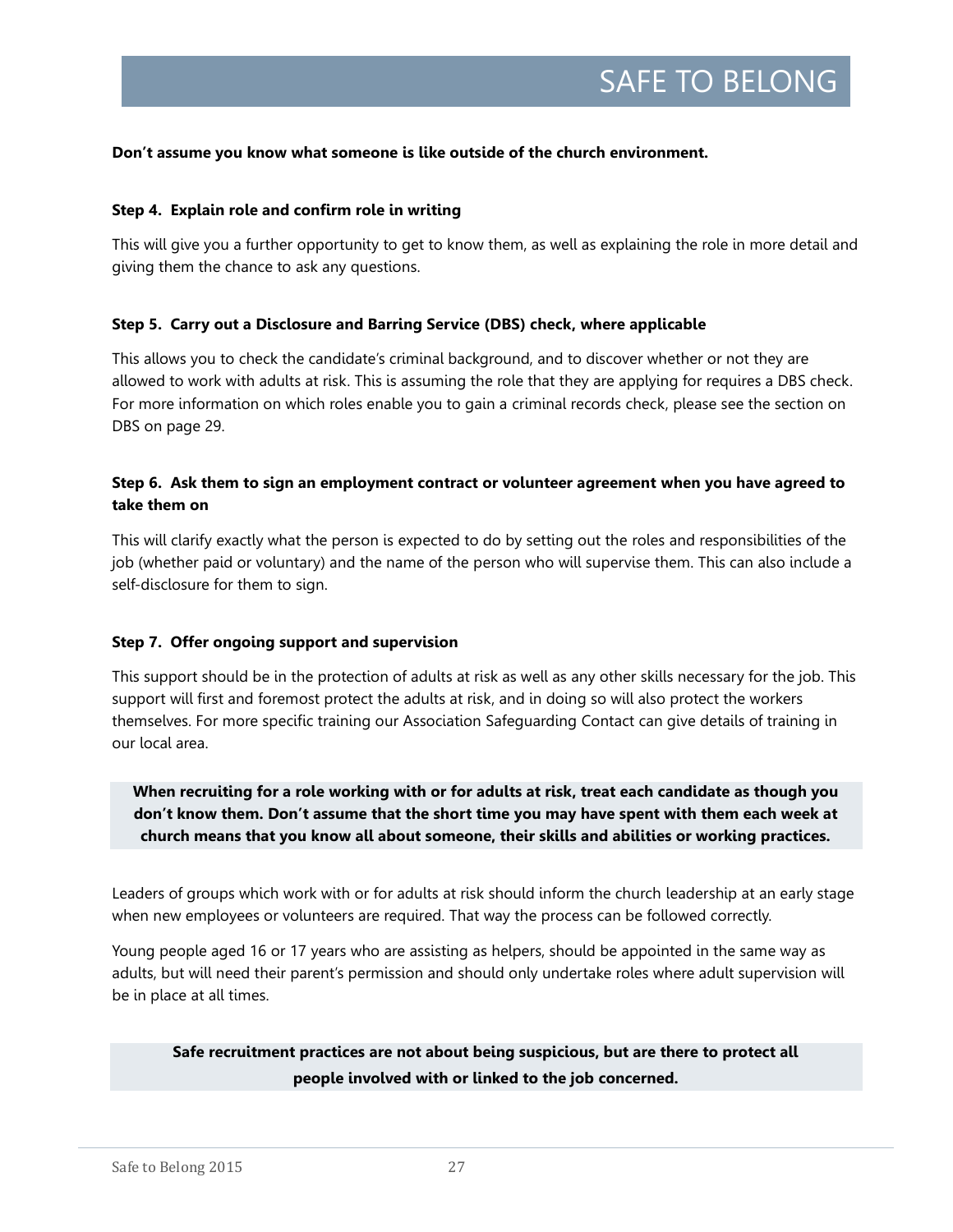**Don't assume you know what someone is like outside of the church environment.**

**Step 4. Explain role and confirm role in writing**

This will give you a further opportunity to get to know them, as well as explaining the role in more detail and giving them the chance to ask any questions.

**Step 5. Carry out a Disclosure and Barring Service (DBS) check, where applicable**

This allows you to check the candidate's criminal background, and to discover whether or not they are allowed to work with adults at risk. This is assuming the role that they are applying for requires a DBS check. For more information on which roles enable you to gain a criminal records check, please see the section on DBS on page 29.

**Step 6. Ask them to sign an employment contract or volunteer agreement when you have agreed to take them on**

This will clarify exactly what the person is expected to do by setting out the roles and responsibilities of the job (whether paid or voluntary) and the name of the person who will supervise them. This can also include a self-disclosure for them to sign.

**Step 7. Offer ongoing support and supervision**

This support should be in the protection of adults at risk as well as any other skills necessary for the job. This support will first and foremost protect the adults at risk, and in doing so will also protect the workers themselves. For more specific training our Association Safeguarding Contact can give details of training in our local area.

**When recruiting for a role working with or for adults at risk, treat each candidate as though you don't know them. Don't assume that the short time you may have spent with them each week at church means that you know all about someone, their skills and abilities or working practices.**

Leaders of groups which work with or for adults at risk should inform the church leadership at an early stage when new employees or volunteers are required. That way the process can be followed correctly.

Young people aged 16 or 17 years who are assisting as helpers, should be appointed in the same way as adults, but will need their parent's permission and should only undertake roles where adult supervision will be in place at all times.

**Safe recruitment practices are not about being suspicious, but are there to protect all people involved with or linked to the job concerned.**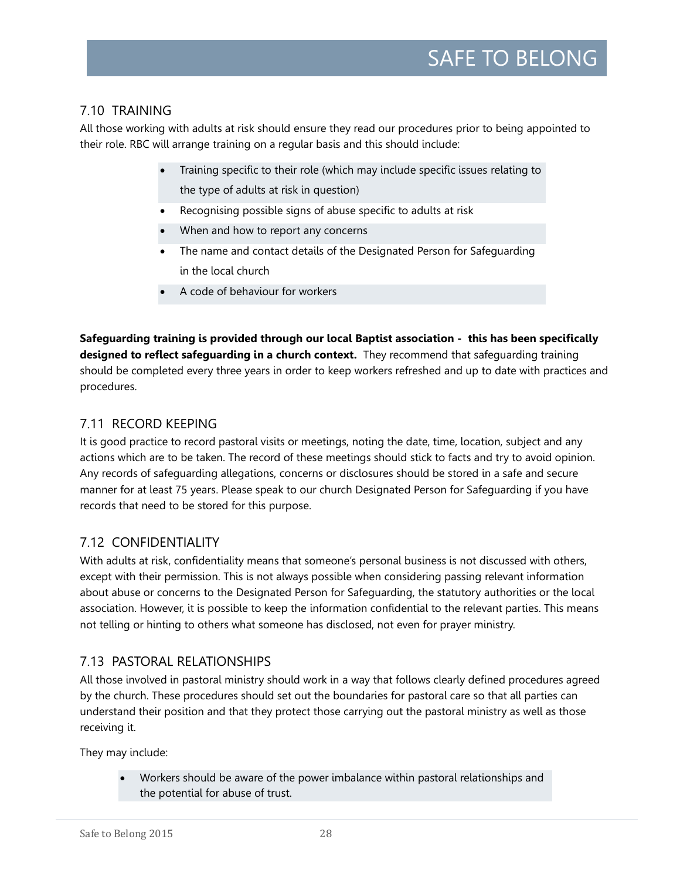## 7.10 TRAINING

All those working with adults at risk should ensure they read our procedures prior to being appointed to their role. RBC will arrange training on a regular basis and this should include:

- Training specific to their role (which may include specific issues relating to the type of adults at risk in question)
- Recognising possible signs of abuse specific to adults at risk
- When and how to report any concerns
- The name and contact details of the Designated Person for Safeguarding in the local church
- A code of behaviour for workers

**Safeguarding training is provided through our local Baptist association - this has been specifically designed to reflect safeguarding in a church context.** They recommend that safeguarding training should be completed every three years in order to keep workers refreshed and up to date with practices and procedures.

## 7.11 RECORD KEEPING

It is good practice to record pastoral visits or meetings, noting the date, time, location, subject and any actions which are to be taken. The record of these meetings should stick to facts and try to avoid opinion. Any records of safeguarding allegations, concerns or disclosures should be stored in a safe and secure manner for at least 75 years. Please speak to our church Designated Person for Safeguarding if you have records that need to be stored for this purpose.

## 7.12 CONFIDENTIALITY

With adults at risk, confidentiality means that someone's personal business is not discussed with others, except with their permission. This is not always possible when considering passing relevant information about abuse or concerns to the Designated Person for Safeguarding, the statutory authorities or the local association. However, it is possible to keep the information confidential to the relevant parties. This means not telling or hinting to others what someone has disclosed, not even for prayer ministry.

## 7.13 PASTORAL RELATIONSHIPS

All those involved in pastoral ministry should work in a way that follows clearly defined procedures agreed by the church. These procedures should set out the boundaries for pastoral care so that all parties can understand their position and that they protect those carrying out the pastoral ministry as well as those receiving it.

They may include:

- Workers should be aware of the power imbalance within pastoral relationships and the potential for abuse of trust.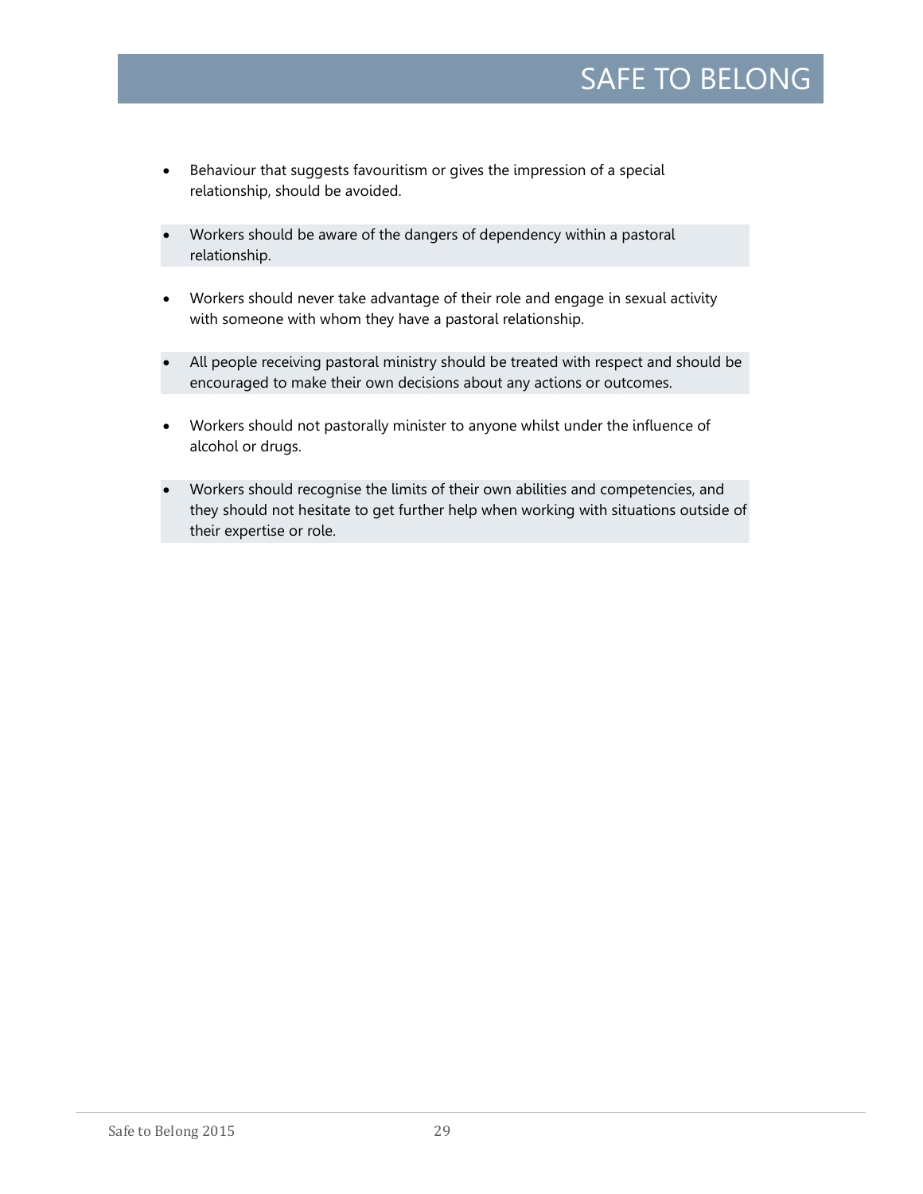- Behaviour that suggests favouritism or gives the impression of a special relationship, should be avoided.

- Workers should be aware of the dangers of dependency within a pastoral relationship.

- Workers should never take advantage of their role and engage in sexual activity with someone with whom they have a pastoral relationship.

- All people receiving pastoral ministry should be treated with respect and should be encouraged to make their own decisions about any actions or outcomes.

- Workers should not pastorally minister to anyone whilst under the influence of alcohol or drugs.

- Workers should recognise the limits of their own abilities and competencies, and they should not hesitate to get further help when working with situations outside of their expertise or role.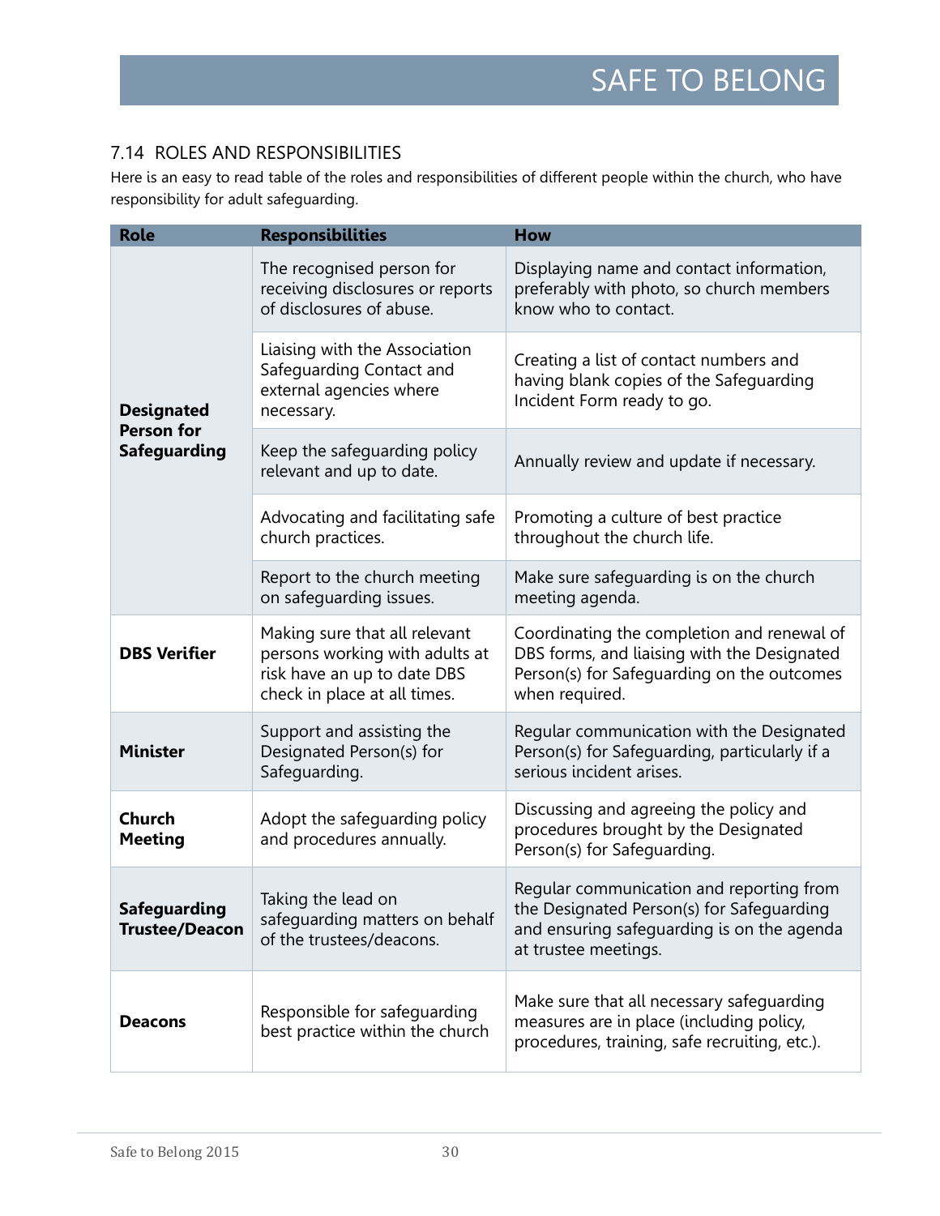### 7.14 ROLES AND RESPONSIBILITIES

Here is an easy to read table of the roles and responsibilities of different people within the church, who have responsibility for adult safeguarding.

| Role | Responsibilities | How |
|---|---|---|
| **Designated Person for Safeguarding** | The recognised person for receiving disclosures or reports of disclosures of abuse. | Displaying name and contact information, preferably with photo, so church members know who to contact. |
| | Liaising with the Association Safeguarding Contact and external agencies where necessary. | Creating a list of contact numbers and having blank copies of the Safeguarding Incident Form ready to go. |
| | Keep the safeguarding policy relevant and up to date. | Annually review and update if necessary. |
| | Advocating and facilitating safe church practices. | Promoting a culture of best practice throughout the church life. |
| | Report to the church meeting on safeguarding issues. | Make sure safeguarding is on the church meeting agenda. |
| **DBS Verifier** | Making sure that all relevant persons working with adults at risk have an up to date DBS check in place at all times. | Coordinating the completion and renewal of DBS forms, and liaising with the Designated Person(s) for Safeguarding on the outcomes when required. |
| **Minister** | Support and assisting the Designated Person(s) for Safeguarding. | Regular communication with the Designated Person(s) for Safeguarding, particularly if a serious incident arises. |
| **Church Meeting** | Adopt the safeguarding policy and procedures annually. | Discussing and agreeing the policy and procedures brought by the Designated Person(s) for Safeguarding. |
| **Safeguarding Trustee/Deacon** | Taking the lead on safeguarding matters on behalf of the trustees/deacons. | Regular communication and reporting from the Designated Person(s) for Safeguarding and ensuring safeguarding is on the agenda at trustee meetings. |
| **Deacons** | Responsible for safeguarding best practice within the church | Make sure that all necessary safeguarding measures are in place (including policy, procedures, training, safe recruiting, etc.). |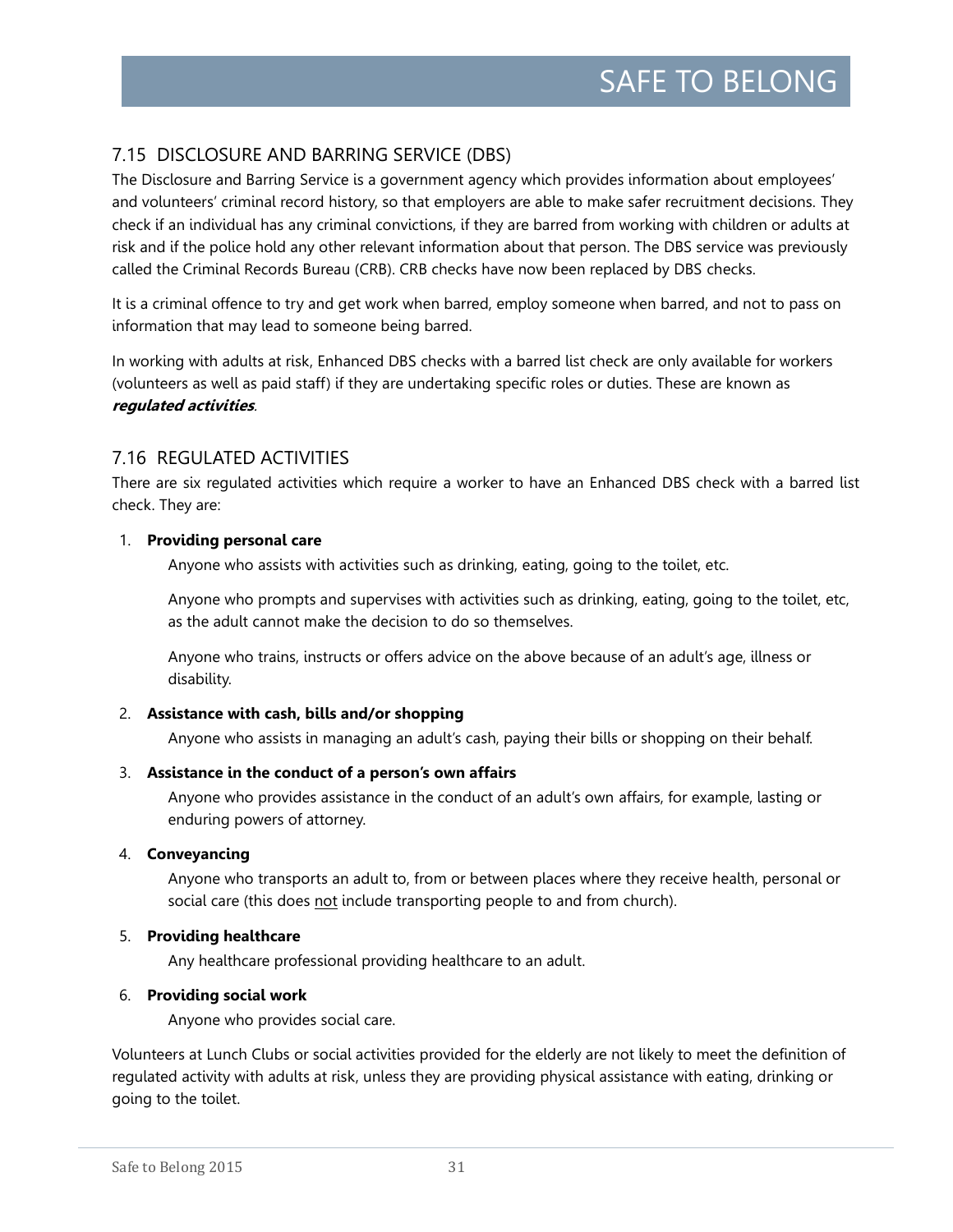## 7.15 DISCLOSURE AND BARRING SERVICE (DBS)

The Disclosure and Barring Service is a government agency which provides information about employees' and volunteers' criminal record history, so that employers are able to make safer recruitment decisions. They check if an individual has any criminal convictions, if they are barred from working with children or adults at risk and if the police hold any other relevant information about that person. The DBS service was previously called the Criminal Records Bureau (CRB). CRB checks have now been replaced by DBS checks.

It is a criminal offence to try and get work when barred, employ someone when barred, and not to pass on information that may lead to someone being barred.

In working with adults at risk, Enhanced DBS checks with a barred list check are only available for workers (volunteers as well as paid staff) if they are undertaking specific roles or duties. These are known as ***regulated activities***.

## 7.16 REGULATED ACTIVITIES

There are six regulated activities which require a worker to have an Enhanced DBS check with a barred list check. They are:

1. **Providing personal care**

   Anyone who assists with activities such as drinking, eating, going to the toilet, etc.

   Anyone who prompts and supervises with activities such as drinking, eating, going to the toilet, etc, as the adult cannot make the decision to do so themselves.

   Anyone who trains, instructs or offers advice on the above because of an adult's age, illness or disability.

2. **Assistance with cash, bills and/or shopping**

   Anyone who assists in managing an adult's cash, paying their bills or shopping on their behalf.

3. **Assistance in the conduct of a person's own affairs**

   Anyone who provides assistance in the conduct of an adult's own affairs, for example, lasting or enduring powers of attorney.

4. **Conveyancing**

   Anyone who transports an adult to, from or between places where they receive health, personal or social care (this does <u>not</u> include transporting people to and from church).

5. **Providing healthcare**

   Any healthcare professional providing healthcare to an adult.

6. **Providing social work**

   Anyone who provides social care.

Volunteers at Lunch Clubs or social activities provided for the elderly are not likely to meet the definition of regulated activity with adults at risk, unless they are providing physical assistance with eating, drinking or going to the toilet.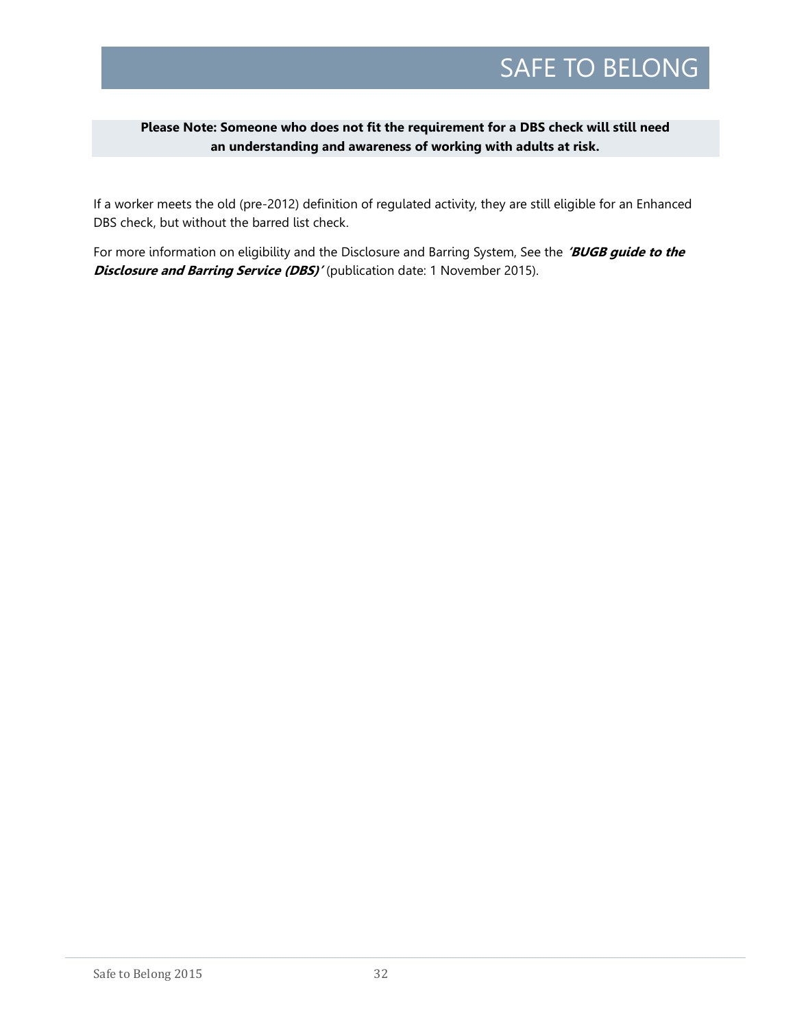**Please Note: Someone who does not fit the requirement for a DBS check will still need an understanding and awareness of working with adults at risk.**

If a worker meets the old (pre-2012) definition of regulated activity, they are still eligible for an Enhanced DBS check, but without the barred list check.

For more information on eligibility and the Disclosure and Barring System, See the ***'BUGB guide to the Disclosure and Barring Service (DBS)'*** (publication date: 1 November 2015).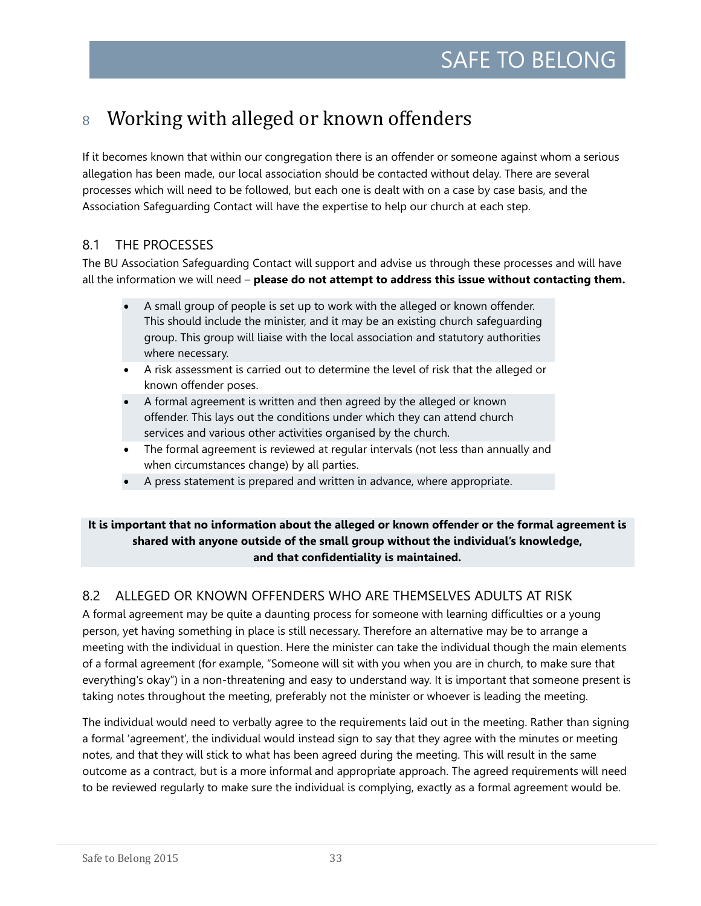# 8 Working with alleged or known offenders

If it becomes known that within our congregation there is an offender or someone against whom a serious allegation has been made, our local association should be contacted without delay. There are several processes which will need to be followed, but each one is dealt with on a case by case basis, and the Association Safeguarding Contact will have the expertise to help our church at each step.

## 8.1 THE PROCESSES

The BU Association Safeguarding Contact will support and advise us through these processes and will have all the information we will need – **please do not attempt to address this issue without contacting them.**

- A small group of people is set up to work with the alleged or known offender. This should include the minister, and it may be an existing church safeguarding group. This group will liaise with the local association and statutory authorities where necessary.
- A risk assessment is carried out to determine the level of risk that the alleged or known offender poses.
- A formal agreement is written and then agreed by the alleged or known offender. This lays out the conditions under which they can attend church services and various other activities organised by the church.
- The formal agreement is reviewed at regular intervals (not less than annually and when circumstances change) by all parties.
- A press statement is prepared and written in advance, where appropriate.

**It is important that no information about the alleged or known offender or the formal agreement is shared with anyone outside of the small group without the individual's knowledge, and that confidentiality is maintained.**

## 8.2 ALLEGED OR KNOWN OFFENDERS WHO ARE THEMSELVES ADULTS AT RISK

A formal agreement may be quite a daunting process for someone with learning difficulties or a young person, yet having something in place is still necessary. Therefore an alternative may be to arrange a meeting with the individual in question. Here the minister can take the individual though the main elements of a formal agreement (for example, "Someone will sit with you when you are in church, to make sure that everything's okay") in a non-threatening and easy to understand way. It is important that someone present is taking notes throughout the meeting, preferably not the minister or whoever is leading the meeting.

The individual would need to verbally agree to the requirements laid out in the meeting. Rather than signing a formal 'agreement', the individual would instead sign to say that they agree with the minutes or meeting notes, and that they will stick to what has been agreed during the meeting. This will result in the same outcome as a contract, but is a more informal and appropriate approach. The agreed requirements will need to be reviewed regularly to make sure the individual is complying, exactly as a formal agreement would be.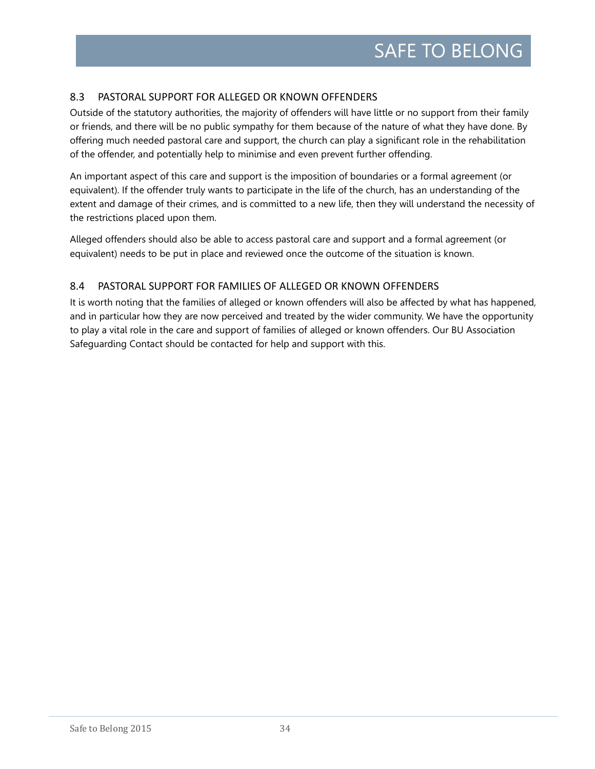## 8.3 PASTORAL SUPPORT FOR ALLEGED OR KNOWN OFFENDERS

Outside of the statutory authorities, the majority of offenders will have little or no support from their family or friends, and there will be no public sympathy for them because of the nature of what they have done. By offering much needed pastoral care and support, the church can play a significant role in the rehabilitation of the offender, and potentially help to minimise and even prevent further offending.

An important aspect of this care and support is the imposition of boundaries or a formal agreement (or equivalent). If the offender truly wants to participate in the life of the church, has an understanding of the extent and damage of their crimes, and is committed to a new life, then they will understand the necessity of the restrictions placed upon them.

Alleged offenders should also be able to access pastoral care and support and a formal agreement (or equivalent) needs to be put in place and reviewed once the outcome of the situation is known.

## 8.4 PASTORAL SUPPORT FOR FAMILIES OF ALLEGED OR KNOWN OFFENDERS

It is worth noting that the families of alleged or known offenders will also be affected by what has happened, and in particular how they are now perceived and treated by the wider community. We have the opportunity to play a vital role in the care and support of families of alleged or known offenders. Our BU Association Safeguarding Contact should be contacted for help and support with this.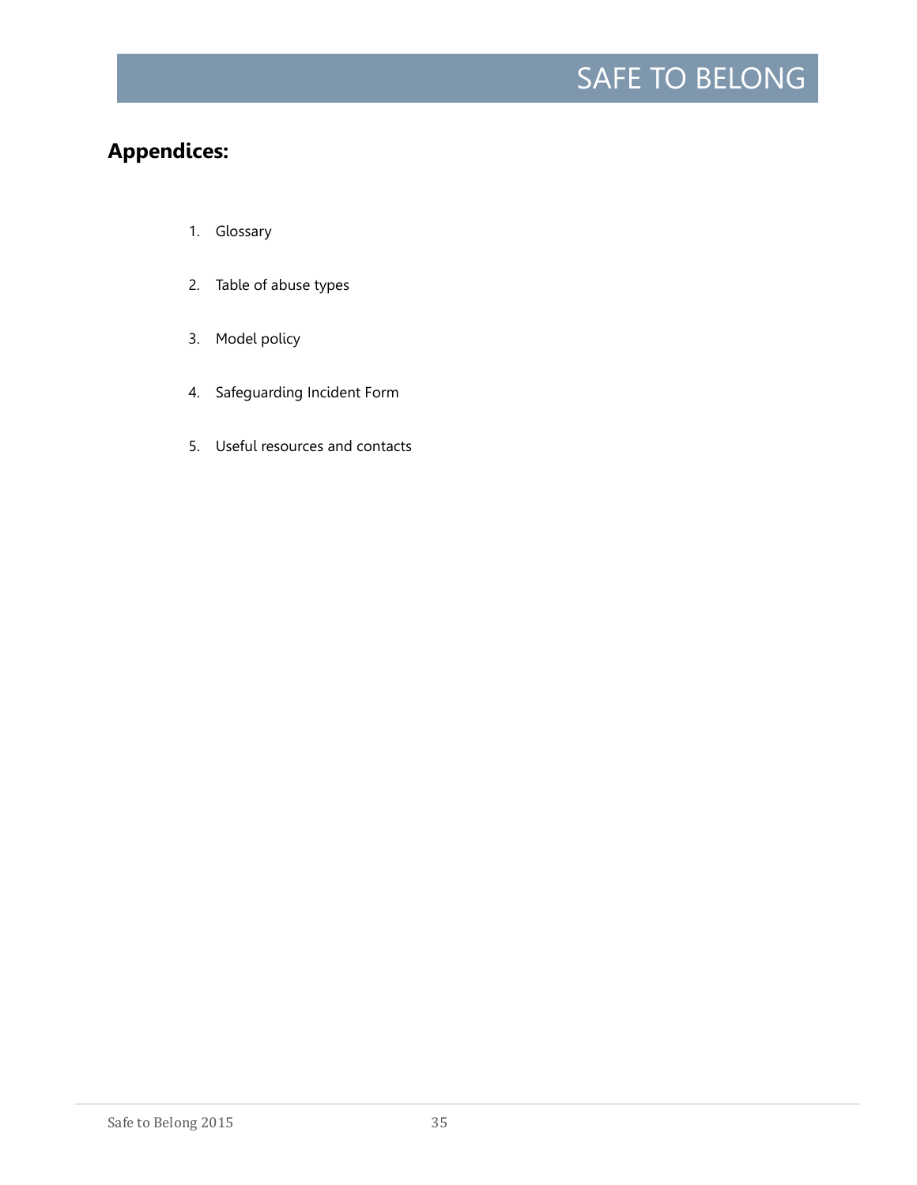## Appendices:

1. Glossary
2. Table of abuse types
3. Model policy
4. Safeguarding Incident Form
5. Useful resources and contacts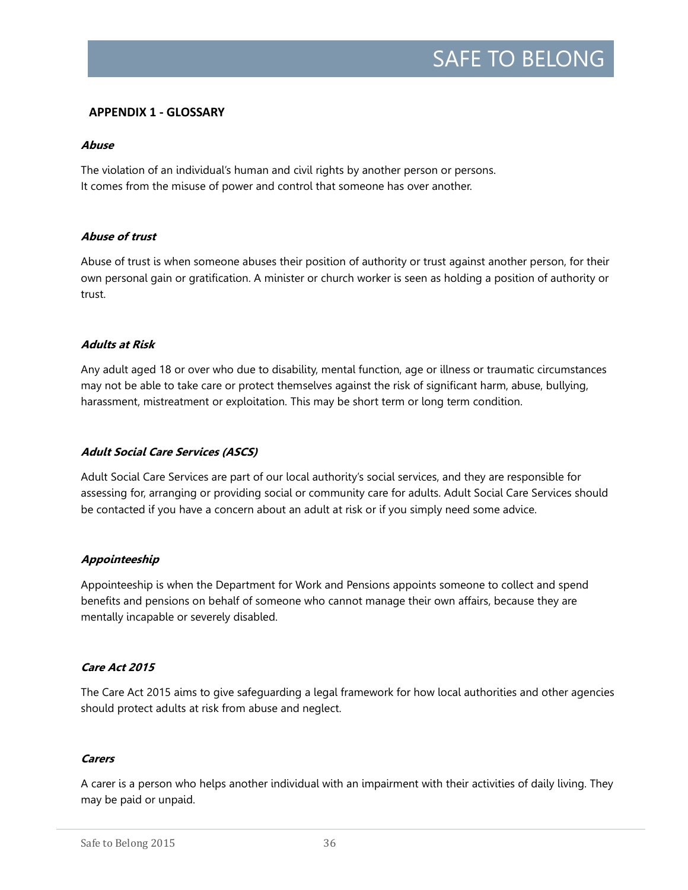## APPENDIX 1 - GLOSSARY

***Abuse***

The violation of an individual's human and civil rights by another person or persons.
It comes from the misuse of power and control that someone has over another.

***Abuse of trust***

Abuse of trust is when someone abuses their position of authority or trust against another person, for their own personal gain or gratification. A minister or church worker is seen as holding a position of authority or trust.

***Adults at Risk***

Any adult aged 18 or over who due to disability, mental function, age or illness or traumatic circumstances may not be able to take care or protect themselves against the risk of significant harm, abuse, bullying, harassment, mistreatment or exploitation. This may be short term or long term condition.

***Adult Social Care Services (ASCS)***

Adult Social Care Services are part of our local authority's social services, and they are responsible for assessing for, arranging or providing social or community care for adults. Adult Social Care Services should be contacted if you have a concern about an adult at risk or if you simply need some advice.

***Appointeeship***

Appointeeship is when the Department for Work and Pensions appoints someone to collect and spend benefits and pensions on behalf of someone who cannot manage their own affairs, because they are mentally incapable or severely disabled.

***Care Act 2015***

The Care Act 2015 aims to give safeguarding a legal framework for how local authorities and other agencies should protect adults at risk from abuse and neglect.

***Carers***

A carer is a person who helps another individual with an impairment with their activities of daily living. They may be paid or unpaid.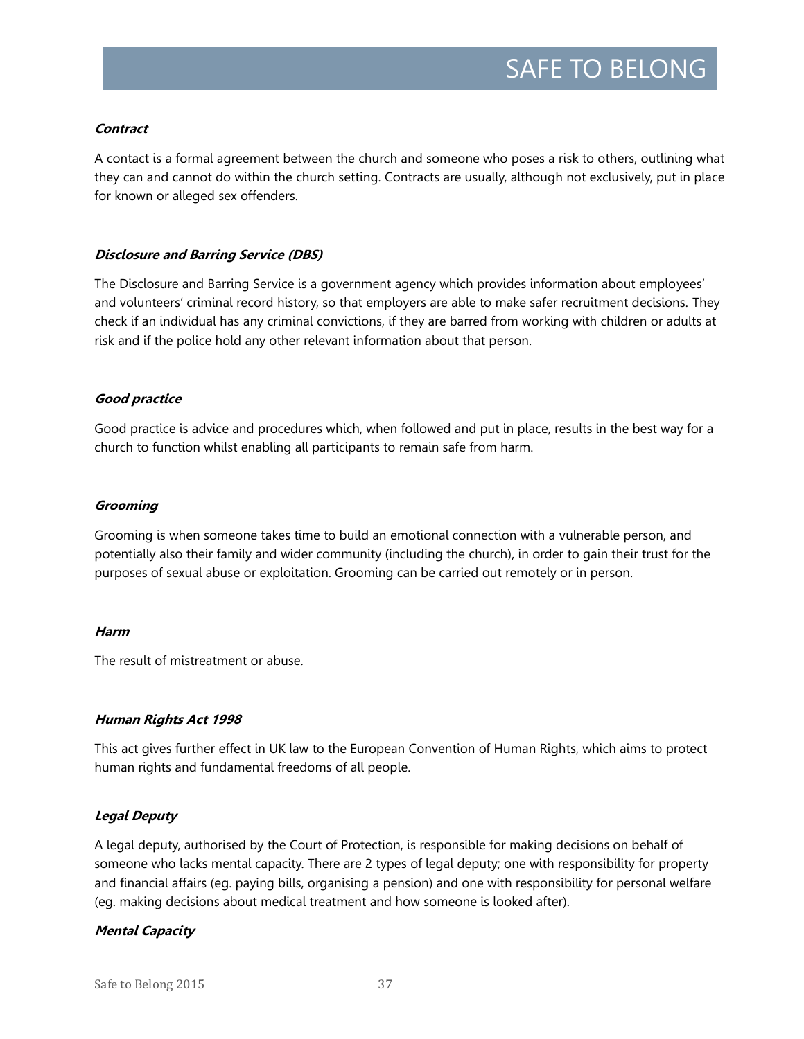***Contract***

A contact is a formal agreement between the church and someone who poses a risk to others, outlining what they can and cannot do within the church setting. Contracts are usually, although not exclusively, put in place for known or alleged sex offenders.

***Disclosure and Barring Service (DBS)***

The Disclosure and Barring Service is a government agency which provides information about employees' and volunteers' criminal record history, so that employers are able to make safer recruitment decisions. They check if an individual has any criminal convictions, if they are barred from working with children or adults at risk and if the police hold any other relevant information about that person.

***Good practice***

Good practice is advice and procedures which, when followed and put in place, results in the best way for a church to function whilst enabling all participants to remain safe from harm.

***Grooming***

Grooming is when someone takes time to build an emotional connection with a vulnerable person, and potentially also their family and wider community (including the church), in order to gain their trust for the purposes of sexual abuse or exploitation. Grooming can be carried out remotely or in person.

***Harm***

The result of mistreatment or abuse.

***Human Rights Act 1998***

This act gives further effect in UK law to the European Convention of Human Rights, which aims to protect human rights and fundamental freedoms of all people.

***Legal Deputy***

A legal deputy, authorised by the Court of Protection, is responsible for making decisions on behalf of someone who lacks mental capacity. There are 2 types of legal deputy; one with responsibility for property and financial affairs (eg. paying bills, organising a pension) and one with responsibility for personal welfare (eg. making decisions about medical treatment and how someone is looked after).

***Mental Capacity***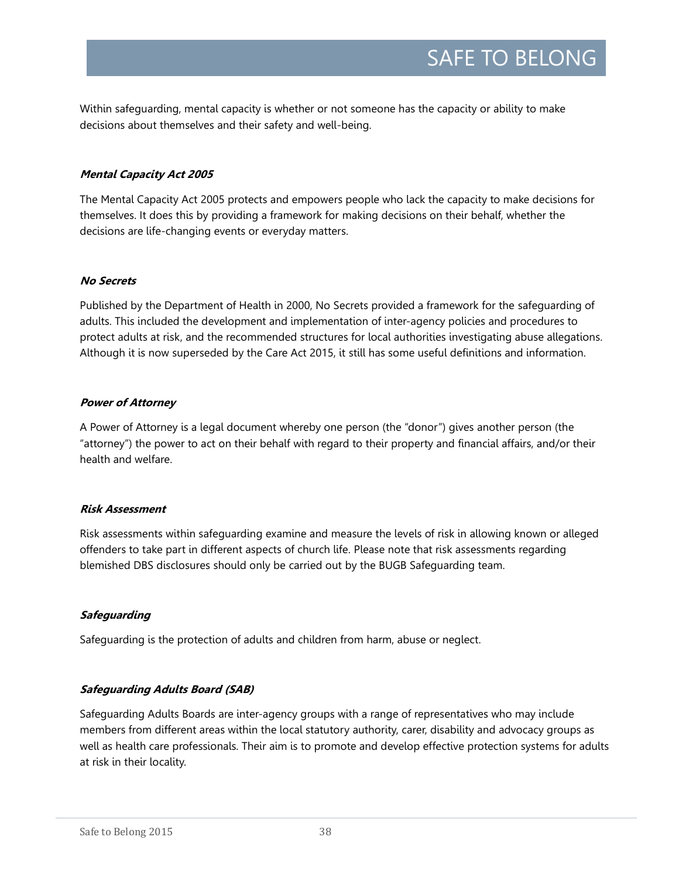Within safeguarding, mental capacity is whether or not someone has the capacity or ability to make decisions about themselves and their safety and well-being.

### ***Mental Capacity Act 2005***

The Mental Capacity Act 2005 protects and empowers people who lack the capacity to make decisions for themselves. It does this by providing a framework for making decisions on their behalf, whether the decisions are life-changing events or everyday matters.

### ***No Secrets***

Published by the Department of Health in 2000, No Secrets provided a framework for the safeguarding of adults. This included the development and implementation of inter-agency policies and procedures to protect adults at risk, and the recommended structures for local authorities investigating abuse allegations. Although it is now superseded by the Care Act 2015, it still has some useful definitions and information.

### ***Power of Attorney***

A Power of Attorney is a legal document whereby one person (the "donor") gives another person (the "attorney") the power to act on their behalf with regard to their property and financial affairs, and/or their health and welfare.

### ***Risk Assessment***

Risk assessments within safeguarding examine and measure the levels of risk in allowing known or alleged offenders to take part in different aspects of church life. Please note that risk assessments regarding blemished DBS disclosures should only be carried out by the BUGB Safeguarding team.

### ***Safeguarding***

Safeguarding is the protection of adults and children from harm, abuse or neglect.

### ***Safeguarding Adults Board (SAB)***

Safeguarding Adults Boards are inter-agency groups with a range of representatives who may include members from different areas within the local statutory authority, carer, disability and advocacy groups as well as health care professionals. Their aim is to promote and develop effective protection systems for adults at risk in their locality.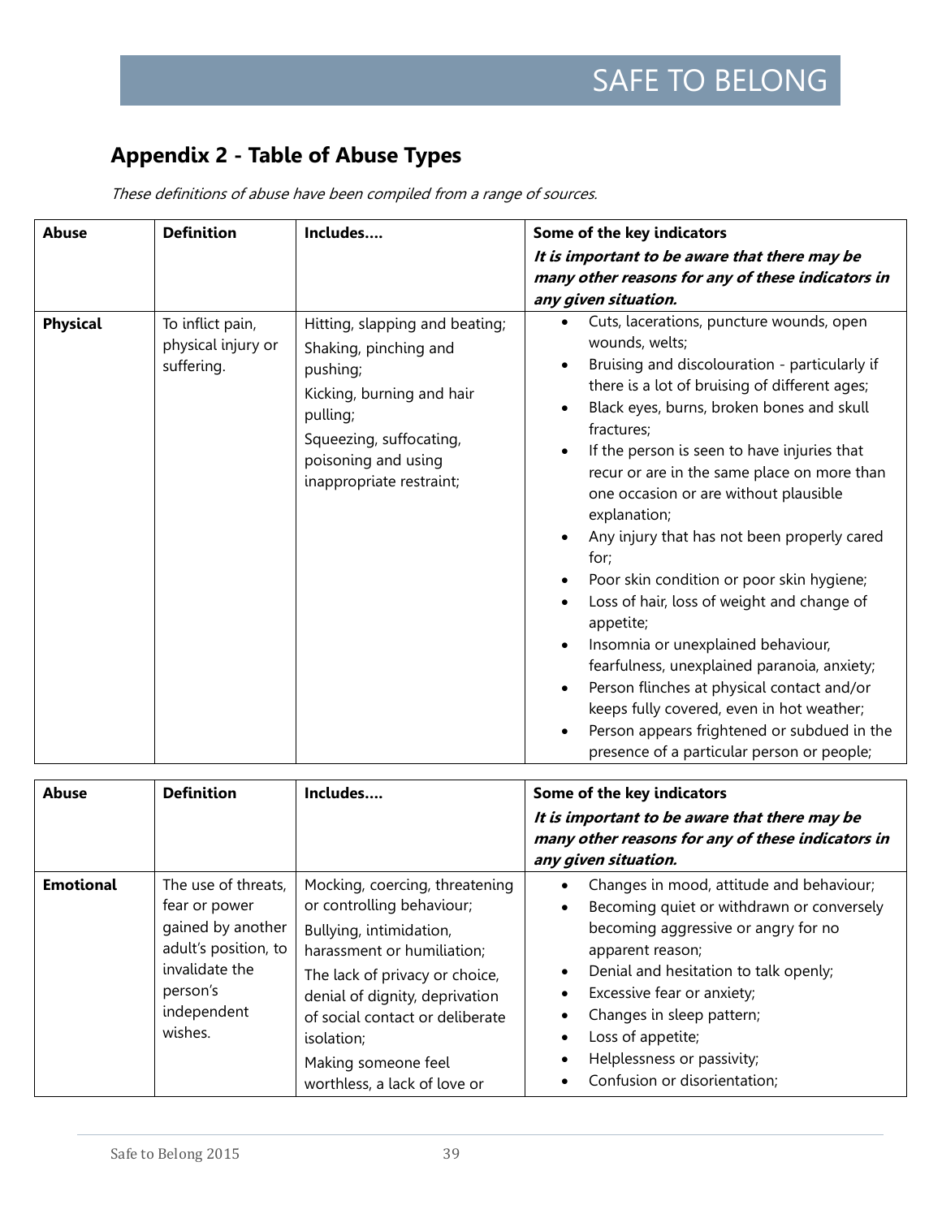## Appendix 2 - Table of Abuse Types

*These definitions of abuse have been compiled from a range of sources.*

| Abuse | Definition | Includes…. | Some of the key indicators<br>***It is important to be aware that there may be many other reasons for any of these indicators in any given situation.*** |
|---|---|---|---|
| **Physical** | To inflict pain, physical injury or suffering. | Hitting, slapping and beating;<br>Shaking, pinching and pushing;<br>Kicking, burning and hair pulling;<br>Squeezing, suffocating, poisoning and using inappropriate restraint; | • Cuts, lacerations, puncture wounds, open wounds, welts;<br>• Bruising and discolouration - particularly if there is a lot of bruising of different ages;<br>• Black eyes, burns, broken bones and skull fractures;<br>• If the person is seen to have injuries that recur or are in the same place on more than one occasion or are without plausible explanation;<br>• Any injury that has not been properly cared for;<br>• Poor skin condition or poor skin hygiene;<br>• Loss of hair, loss of weight and change of appetite;<br>• Insomnia or unexplained behaviour, fearfulness, unexplained paranoia, anxiety;<br>• Person flinches at physical contact and/or keeps fully covered, even in hot weather;<br>• Person appears frightened or subdued in the presence of a particular person or people; |

| Abuse | Definition | Includes…. | Some of the key indicators<br>***It is important to be aware that there may be many other reasons for any of these indicators in any given situation.*** |
|---|---|---|---|
| **Emotional** | The use of threats, fear or power gained by another adult's position, to invalidate the person's independent wishes. | Mocking, coercing, threatening or controlling behaviour;<br>Bullying, intimidation, harassment or humiliation;<br>The lack of privacy or choice, denial of dignity, deprivation of social contact or deliberate isolation;<br>Making someone feel worthless, a lack of love or | • Changes in mood, attitude and behaviour;<br>• Becoming quiet or withdrawn or conversely becoming aggressive or angry for no apparent reason;<br>• Denial and hesitation to talk openly;<br>• Excessive fear or anxiety;<br>• Changes in sleep pattern;<br>• Loss of appetite;<br>• Helplessness or passivity;<br>• Confusion or disorientation; |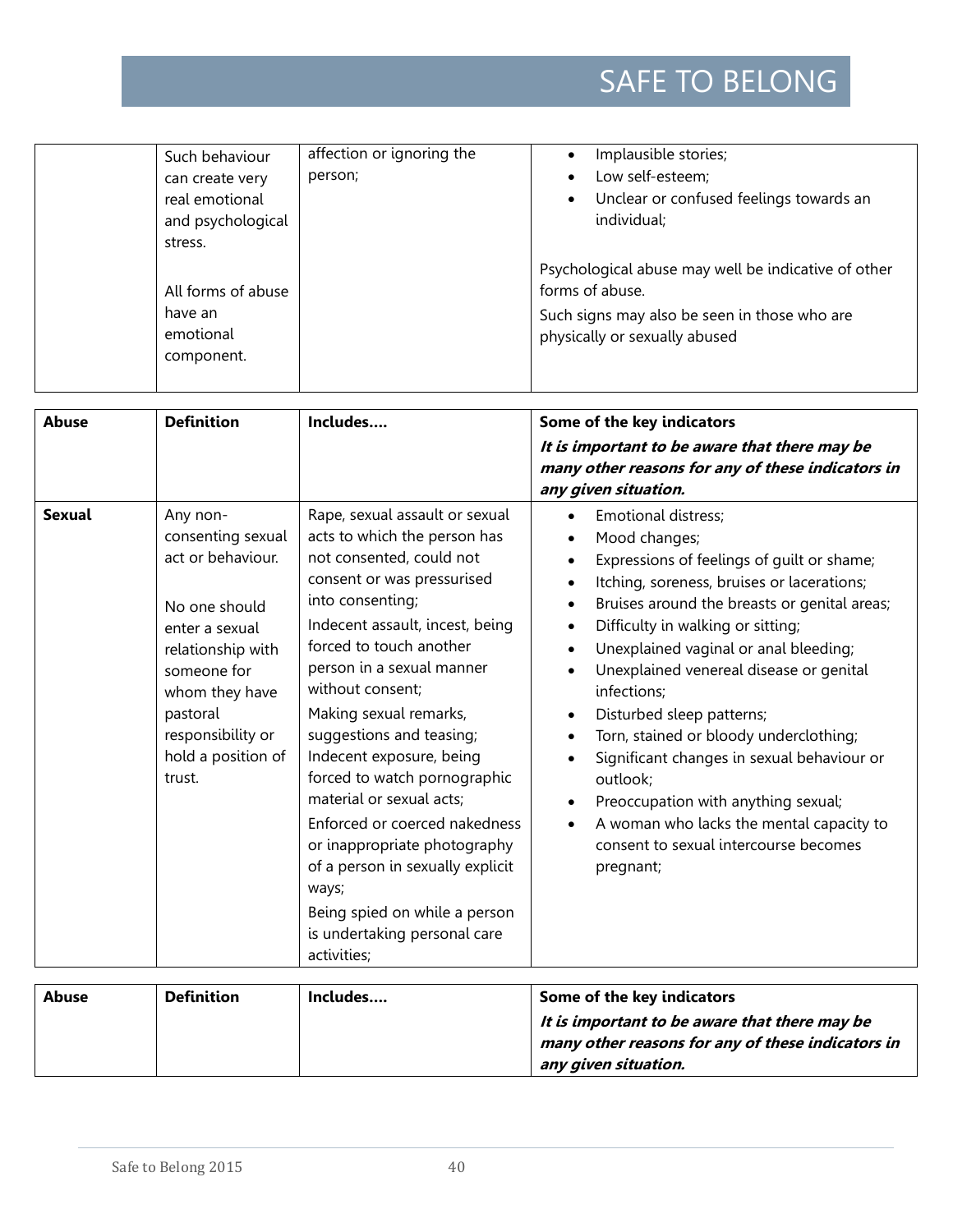| | | | |
|---|---|---|---|
| | Such behaviour can create very real emotional and psychological stress.<br><br>All forms of abuse have an emotional component. | affection or ignoring the person; | • Implausible stories;<br>• Low self-esteem;<br>• Unclear or confused feelings towards an individual;<br><br>Psychological abuse may well be indicative of other forms of abuse.<br>Such signs may also be seen in those who are physically or sexually abused |

| Abuse | Definition | Includes…. | Some of the key indicators<br>***It is important to be aware that there may be many other reasons for any of these indicators in any given situation.*** |
|---|---|---|---|
| **Sexual** | Any non-consenting sexual act or behaviour.<br><br>No one should enter a sexual relationship with someone for whom they have pastoral responsibility or hold a position of trust. | Rape, sexual assault or sexual acts to which the person has not consented, could not consent or was pressurised into consenting;<br>Indecent assault, incest, being forced to touch another person in a sexual manner without consent;<br>Making sexual remarks, suggestions and teasing;<br>Indecent exposure, being forced to watch pornographic material or sexual acts;<br>Enforced or coerced nakedness or inappropriate photography of a person in sexually explicit ways;<br>Being spied on while a person is undertaking personal care activities; | • Emotional distress;<br>• Mood changes;<br>• Expressions of feelings of guilt or shame;<br>• Itching, soreness, bruises or lacerations;<br>• Bruises around the breasts or genital areas;<br>• Difficulty in walking or sitting;<br>• Unexplained vaginal or anal bleeding;<br>• Unexplained venereal disease or genital infections;<br>• Disturbed sleep patterns;<br>• Torn, stained or bloody underclothing;<br>• Significant changes in sexual behaviour or outlook;<br>• Preoccupation with anything sexual;<br>• A woman who lacks the mental capacity to consent to sexual intercourse becomes pregnant; |

| Abuse | Definition | Includes…. | Some of the key indicators<br>***It is important to be aware that there may be many other reasons for any of these indicators in any given situation.*** |
|---|---|---|---|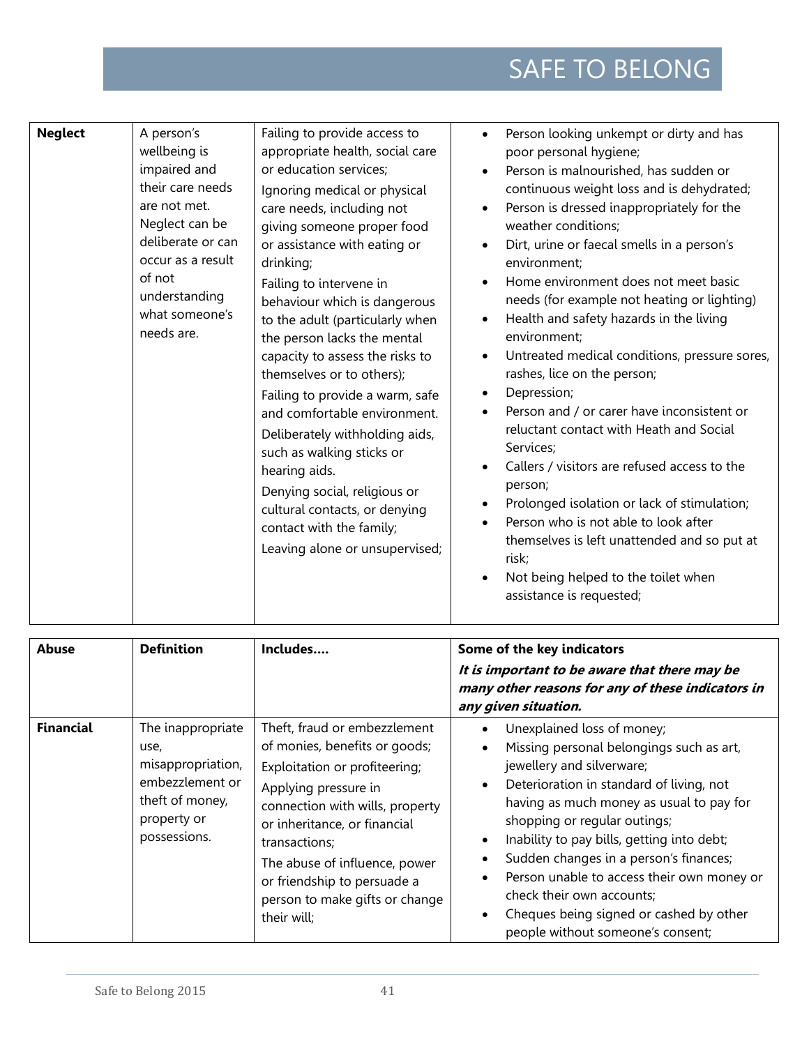| Abuse | Definition | Includes…. | Some of the key indicators ***It is important to be aware that there may be many other reasons for any of these indicators in any given situation.*** |
|---|---|---|---|
| **Neglect** | A person's wellbeing is impaired and their care needs are not met. Neglect can be deliberate or can occur as a result of not understanding what someone's needs are. | Failing to provide access to appropriate health, social care or education services; Ignoring medical or physical care needs, including not giving someone proper food or assistance with eating or drinking; Failing to intervene in behaviour which is dangerous to the adult (particularly when the person lacks the mental capacity to assess the risks to themselves or to others); Failing to provide a warm, safe and comfortable environment. Deliberately withholding aids, such as walking sticks or hearing aids. Denying social, religious or cultural contacts, or denying contact with the family; Leaving alone or unsupervised; | • Person looking unkempt or dirty and has poor personal hygiene; • Person is malnourished, has sudden or continuous weight loss and is dehydrated; • Person is dressed inappropriately for the weather conditions; • Dirt, urine or faecal smells in a person's environment; • Home environment does not meet basic needs (for example not heating or lighting) • Health and safety hazards in the living environment; • Untreated medical conditions, pressure sores, rashes, lice on the person; • Depression; • Person and / or carer have inconsistent or reluctant contact with Heath and Social Services; • Callers / visitors are refused access to the person; • Prolonged isolation or lack of stimulation; • Person who is not able to look after themselves is left unattended and so put at risk; • Not being helped to the toilet when assistance is requested; |
| **Financial** | The inappropriate use, misappropriation, embezzlement or theft of money, property or possessions. | Theft, fraud or embezzlement of monies, benefits or goods; Exploitation or profiteering; Applying pressure in connection with wills, property or inheritance, or financial transactions; The abuse of influence, power or friendship to persuade a person to make gifts or change their will; | • Unexplained loss of money; • Missing personal belongings such as art, jewellery and silverware; • Deterioration in standard of living, not having as much money as usual to pay for shopping or regular outings; • Inability to pay bills, getting into debt; • Sudden changes in a person's finances; • Person unable to access their own money or check their own accounts; • Cheques being signed or cashed by other people without someone's consent; |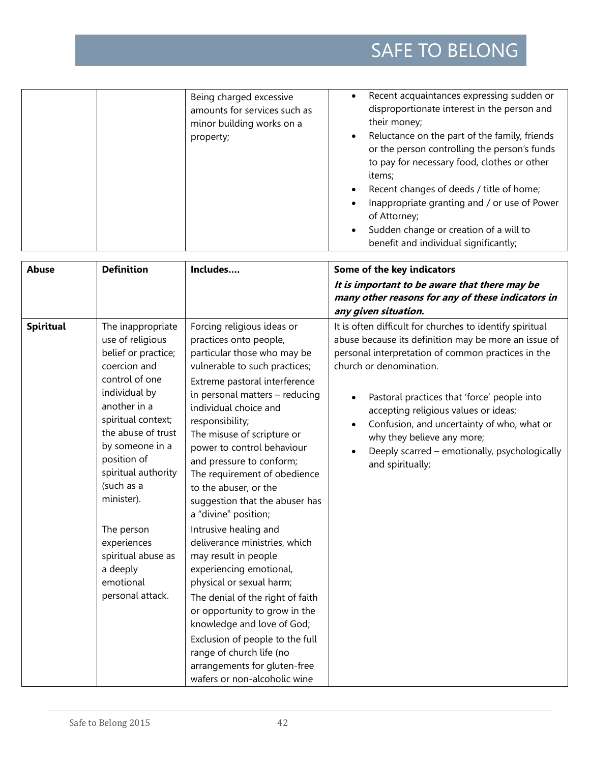| | | Being charged excessive amounts for services such as minor building works on a property; | • Recent acquaintances expressing sudden or disproportionate interest in the person and their money;<br>• Reluctance on the part of the family, friends or the person controlling the person's funds to pay for necessary food, clothes or other items;<br>• Recent changes of deeds / title of home;<br>• Inappropriate granting and / or use of Power of Attorney;<br>• Sudden change or creation of a will to benefit and individual significantly; |
|---|---|---|---|

| **Abuse** | **Definition** | **Includes….** | **Some of the key indicators**<br>***It is important to be aware that there may be many other reasons for any of these indicators in any given situation.*** |
|---|---|---|---|
| **Spiritual** | The inappropriate use of religious belief or practice; coercion and control of one individual by another in a spiritual context; the abuse of trust by someone in a position of spiritual authority (such as a minister).<br><br>The person experiences spiritual abuse as a deeply emotional personal attack. | Forcing religious ideas or practices onto people, particular those who may be vulnerable to such practices;<br>Extreme pastoral interference in personal matters – reducing individual choice and responsibility;<br>The misuse of scripture or power to control behaviour and pressure to conform;<br>The requirement of obedience to the abuser, or the suggestion that the abuser has a "divine" position;<br>Intrusive healing and deliverance ministries, which may result in people experiencing emotional, physical or sexual harm;<br>The denial of the right of faith or opportunity to grow in the knowledge and love of God;<br>Exclusion of people to the full range of church life (no arrangements for gluten-free wafers or non-alcoholic wine | It is often difficult for churches to identify spiritual abuse because its definition may be more an issue of personal interpretation of common practices in the church or denomination.<br><br>• Pastoral practices that 'force' people into accepting religious values or ideas;<br>• Confusion, and uncertainty of who, what or why they believe any more;<br>• Deeply scarred – emotionally, psychologically and spiritually; |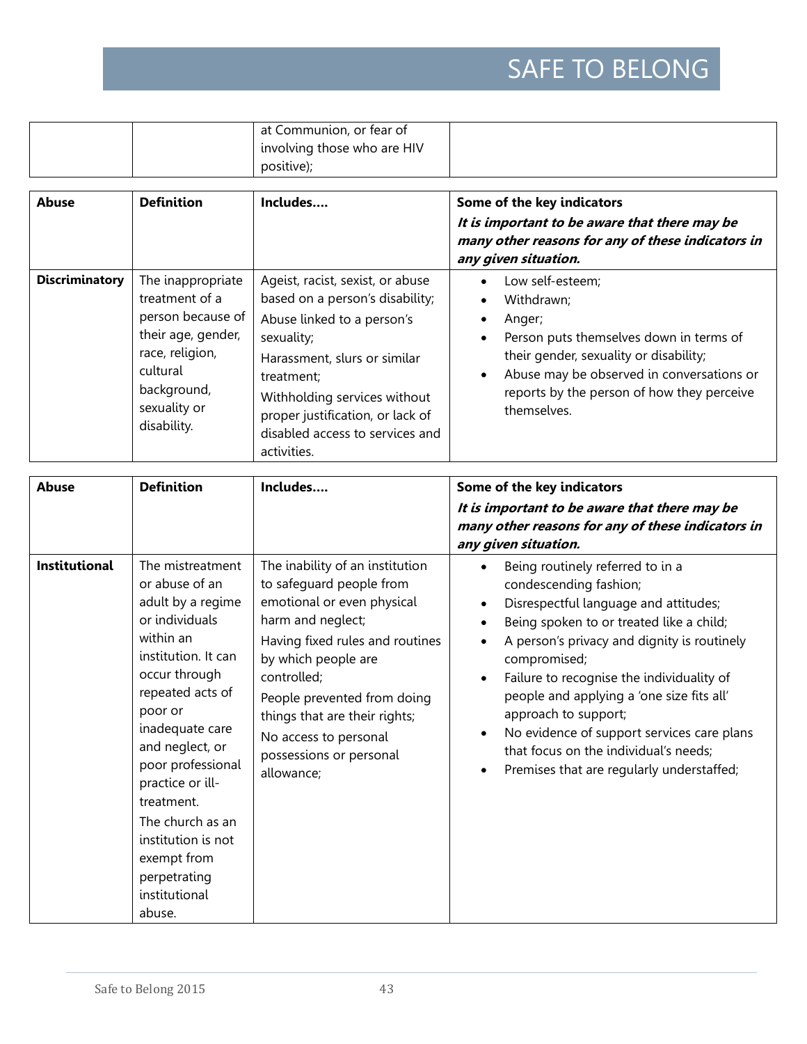| | | at Communion, or fear of involving those who are HIV positive); | |
|---|---|---|---|

| Abuse | Definition | Includes…. | Some of the key indicators<br>***It is important to be aware that there may be many other reasons for any of these indicators in any given situation.*** |
|---|---|---|---|
| **Discriminatory** | The inappropriate treatment of a person because of their age, gender, race, religion, cultural background, sexuality or disability. | Ageist, racist, sexist, or abuse based on a person's disability;<br>Abuse linked to a person's sexuality;<br>Harassment, slurs or similar treatment;<br>Withholding services without proper justification, or lack of disabled access to services and activities. | • Low self-esteem;<br>• Withdrawn;<br>• Anger;<br>• Person puts themselves down in terms of their gender, sexuality or disability;<br>• Abuse may be observed in conversations or reports by the person of how they perceive themselves. |

| Abuse | Definition | Includes…. | Some of the key indicators<br>***It is important to be aware that there may be many other reasons for any of these indicators in any given situation.*** |
|---|---|---|---|
| **Institutional** | The mistreatment or abuse of an adult by a regime or individuals within an institution. It can occur through repeated acts of poor or inadequate care and neglect, or poor professional practice or ill-treatment.<br>The church as an institution is not exempt from perpetrating institutional abuse. | The inability of an institution to safeguard people from emotional or even physical harm and neglect;<br>Having fixed rules and routines by which people are controlled;<br>People prevented from doing things that are their rights;<br>No access to personal possessions or personal allowance; | • Being routinely referred to in a condescending fashion;<br>• Disrespectful language and attitudes;<br>• Being spoken to or treated like a child;<br>• A person's privacy and dignity is routinely compromised;<br>• Failure to recognise the individuality of people and applying a 'one size fits all' approach to support;<br>• No evidence of support services care plans that focus on the individual's needs;<br>• Premises that are regularly understaffed; |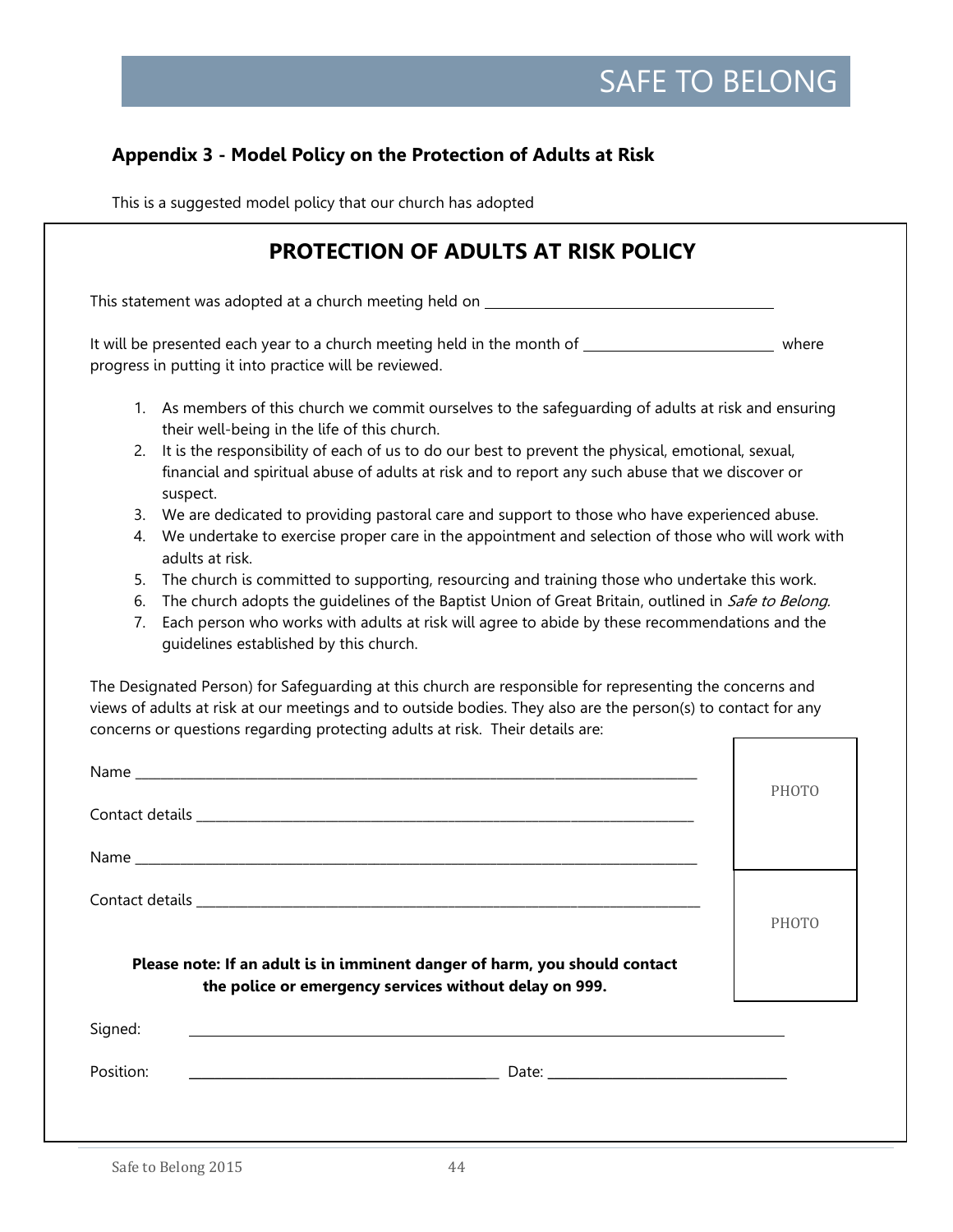## Appendix 3 - Model Policy on the Protection of Adults at Risk

This is a suggested model policy that our church has adopted

# PROTECTION OF ADULTS AT RISK POLICY

This statement was adopted at a church meeting held on ________________________________

It will be presented each year to a church meeting held in the month of ____________________ where progress in putting it into practice will be reviewed.

1. As members of this church we commit ourselves to the safeguarding of adults at risk and ensuring their well-being in the life of this church.
2. It is the responsibility of each of us to do our best to prevent the physical, emotional, sexual, financial and spiritual abuse of adults at risk and to report any such abuse that we discover or suspect.
3. We are dedicated to providing pastoral care and support to those who have experienced abuse.
4. We undertake to exercise proper care in the appointment and selection of those who will work with adults at risk.
5. The church is committed to supporting, resourcing and training those who undertake this work.
6. The church adopts the guidelines of the Baptist Union of Great Britain, outlined in *Safe to Belong.*
7. Each person who works with adults at risk will agree to abide by these recommendations and the guidelines established by this church.

The Designated Person) for Safeguarding at this church are responsible for representing the concerns and views of adults at risk at our meetings and to outside bodies. They also are the person(s) to contact for any concerns or questions regarding protecting adults at risk. Their details are:

Name ____________________________________________________________________ PHOTO

Contact details ____________________________________________________________

Name ____________________________________________________________________ PHOTO

Contact details ____________________________________________________________

**Please note: If an adult is in imminent danger of harm, you should contact the police or emergency services without delay on 999.**

Signed: ____________________________________________________________

Position: ________________________________ Date: ________________________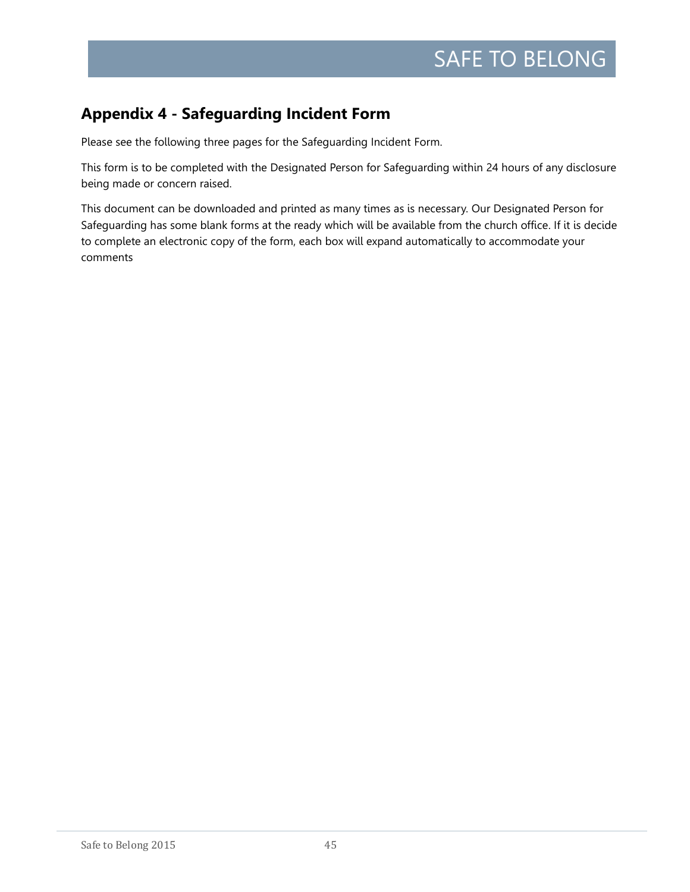## Appendix 4 - Safeguarding Incident Form

Please see the following three pages for the Safeguarding Incident Form.

This form is to be completed with the Designated Person for Safeguarding within 24 hours of any disclosure being made or concern raised.

This document can be downloaded and printed as many times as is necessary. Our Designated Person for Safeguarding has some blank forms at the ready which will be available from the church office. If it is decide to complete an electronic copy of the form, each box will expand automatically to accommodate your comments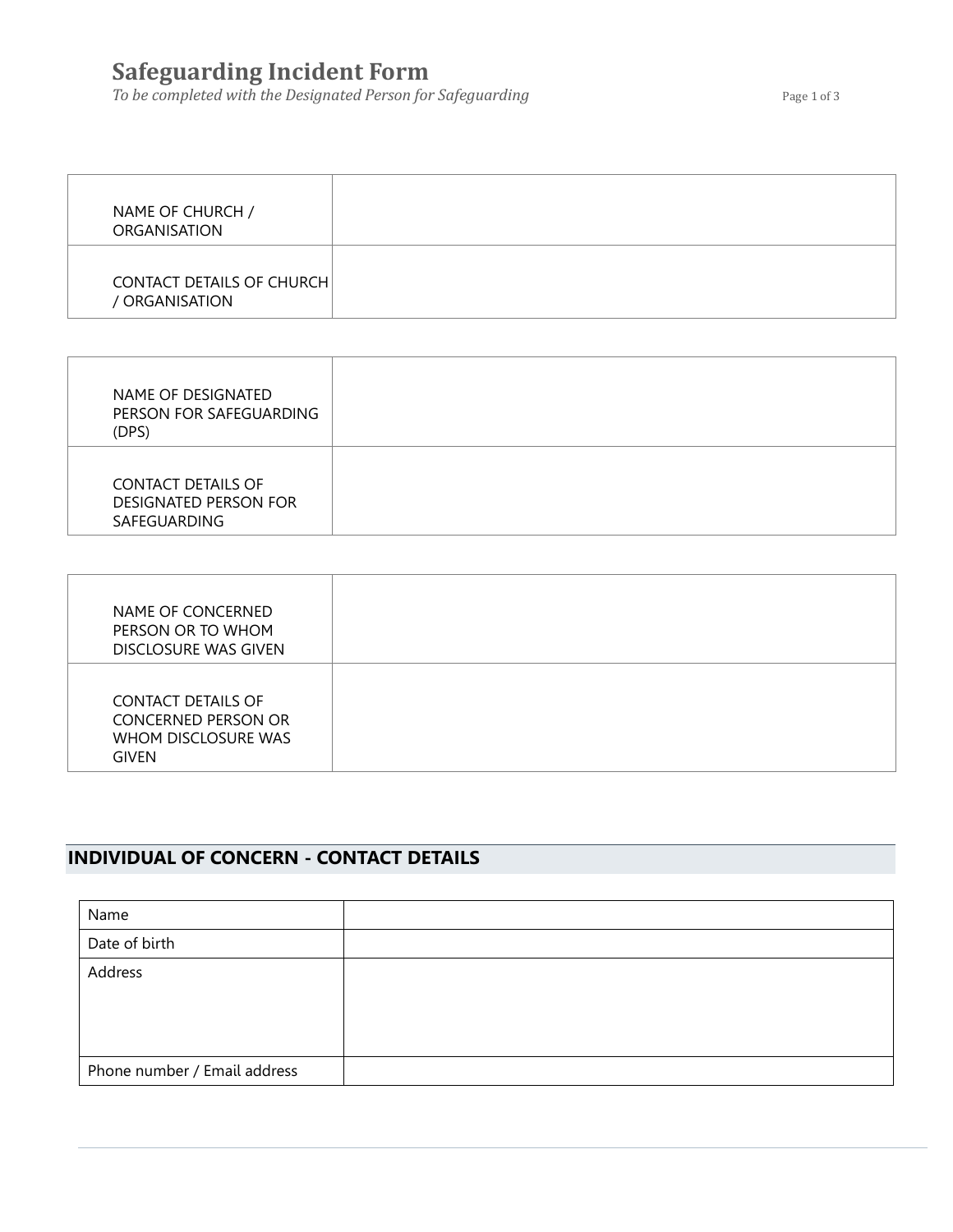# Safeguarding Incident Form

*To be completed with the Designated Person for Safeguarding*

| | |
|---|---|
| NAME OF CHURCH / ORGANISATION | |
| CONTACT DETAILS OF CHURCH / ORGANISATION | |

| | |
|---|---|
| NAME OF DESIGNATED PERSON FOR SAFEGUARDING (DPS) | |
| CONTACT DETAILS OF DESIGNATED PERSON FOR SAFEGUARDING | |

| | |
|---|---|
| NAME OF CONCERNED PERSON OR TO WHOM DISCLOSURE WAS GIVEN | |
| CONTACT DETAILS OF CONCERNED PERSON OR WHOM DISCLOSURE WAS GIVEN | |

## INDIVIDUAL OF CONCERN - CONTACT DETAILS

| | |
|---|---|
| Name | |
| Date of birth | |
| Address | |
| Phone number / Email address | |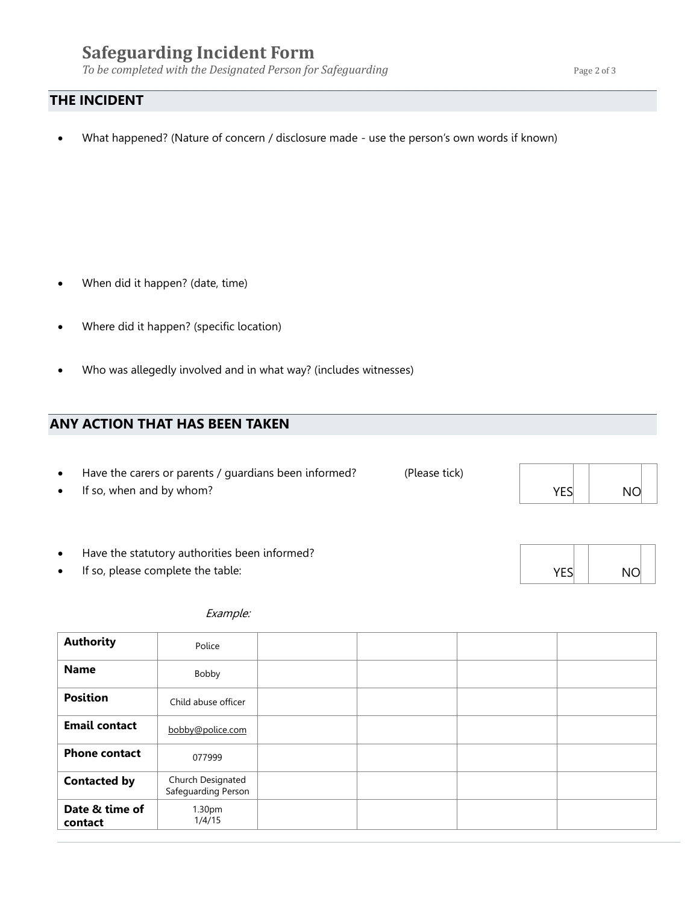# Safeguarding Incident Form

*To be completed with the Designated Person for Safeguarding*

## THE INCIDENT

- What happened? (Nature of concern / disclosure made - use the person's own words if known)

- When did it happen? (date, time)

- Where did it happen? (specific location)

- Who was allegedly involved and in what way? (includes witnesses)

## ANY ACTION THAT HAS BEEN TAKEN

- Have the carers or parents / guardians been informed? (Please tick)
- If so, when and by whom?

| YES | | NO | |
|---|---|---|---|

- Have the statutory authorities been informed?
- If so, please complete the table:

| YES | | NO | |
|---|---|---|---|

*Example:*

| **Authority** | Police | | | | |
|---|---|---|---|---|---|
| **Name** | Bobby | | | | |
| **Position** | Child abuse officer | | | | |
| **Email contact** | bobby@police.com | | | | |
| **Phone contact** | 077999 | | | | |
| **Contacted by** | Church Designated Safeguarding Person | | | | |
| **Date & time of contact** | 1.30pm 1/4/15 | | | | |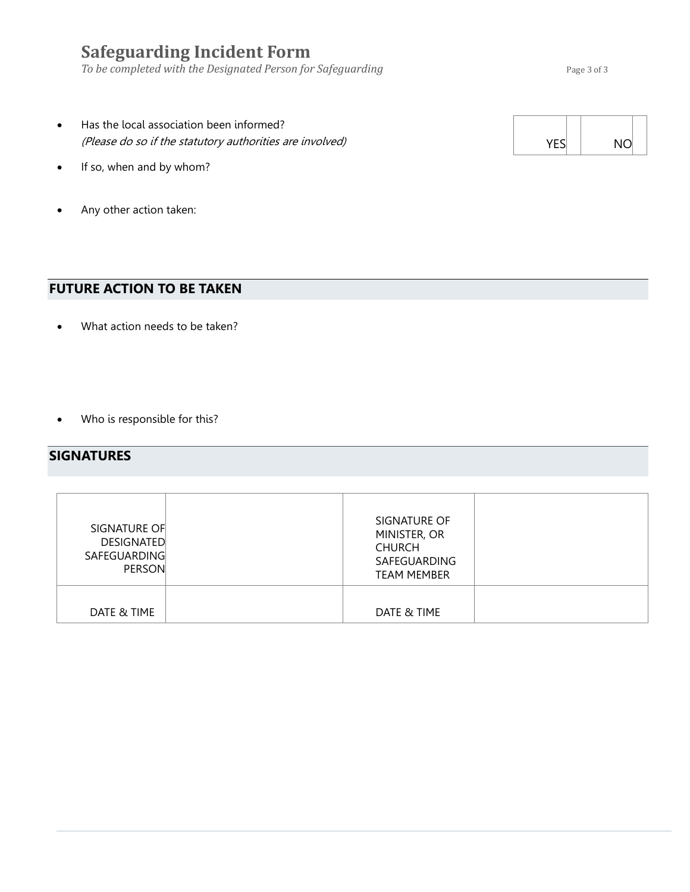# Safeguarding Incident Form

*To be completed with the Designated Person for Safeguarding*

- Has the local association been informed?
  *(Please do so if the statutory authorities are involved)*

| YES | | NO | |
|---|---|---|---|

- If so, when and by whom?

- Any other action taken:

## FUTURE ACTION TO BE TAKEN

- What action needs to be taken?

- Who is responsible for this?

## SIGNATURES

| SIGNATURE OF DESIGNATED SAFEGUARDING PERSON | | SIGNATURE OF MINISTER, OR CHURCH SAFEGUARDING TEAM MEMBER | |
|---|---|---|---|
| DATE & TIME | | DATE & TIME | |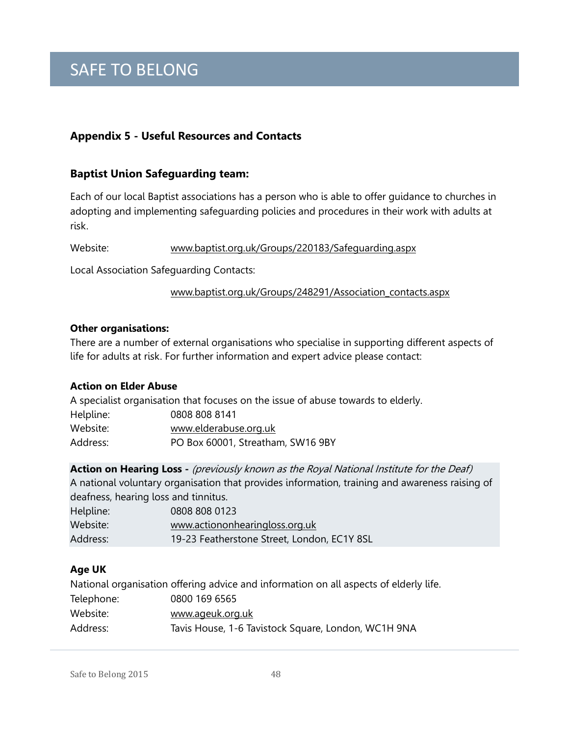## Appendix 5 - Useful Resources and Contacts

### Baptist Union Safeguarding team:

Each of our local Baptist associations has a person who is able to offer guidance to churches in adopting and implementing safeguarding policies and procedures in their work with adults at risk.

Website: www.baptist.org.uk/Groups/220183/Safeguarding.aspx

Local Association Safeguarding Contacts:

www.baptist.org.uk/Groups/248291/Association_contacts.aspx

**Other organisations:**

There are a number of external organisations who specialise in supporting different aspects of life for adults at risk. For further information and expert advice please contact:

**Action on Elder Abuse**

A specialist organisation that focuses on the issue of abuse towards to elderly.

Helpline: 0808 808 8141
Website: www.elderabuse.org.uk
Address: PO Box 60001, Streatham, SW16 9BY

**Action on Hearing Loss -** *(previously known as the Royal National Institute for the Deaf)*

A national voluntary organisation that provides information, training and awareness raising of deafness, hearing loss and tinnitus.

Helpline: 0808 808 0123
Website: www.actiononhearingloss.org.uk
Address: 19-23 Featherstone Street, London, EC1Y 8SL

**Age UK**

National organisation offering advice and information on all aspects of elderly life.

Telephone: 0800 169 6565
Website: www.ageuk.org.uk
Address: Tavis House, 1-6 Tavistock Square, London, WC1H 9NA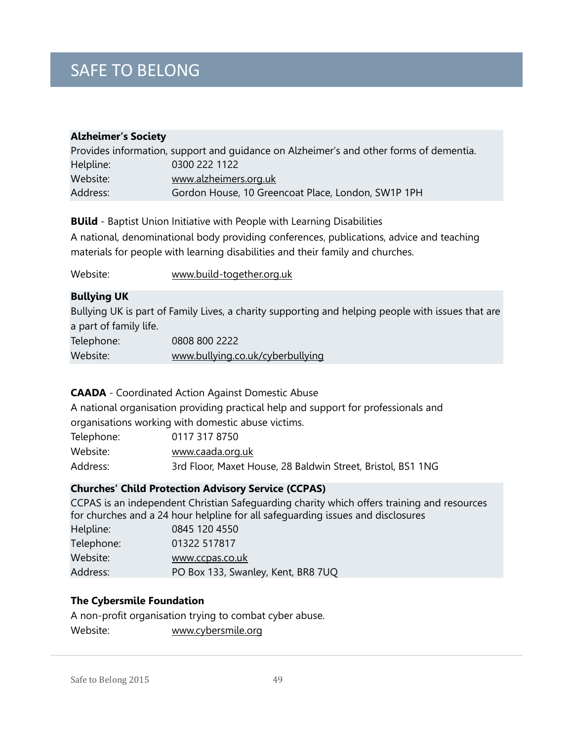# SAFE TO BELONG

**Alzheimer's Society**

Provides information, support and guidance on Alzheimer's and other forms of dementia.

Helpline: 0300 222 1122
Website: www.alzheimers.org.uk
Address: Gordon House, 10 Greencoat Place, London, SW1P 1PH

**BUild** - Baptist Union Initiative with People with Learning Disabilities

A national, denominational body providing conferences, publications, advice and teaching materials for people with learning disabilities and their family and churches.

Website: www.build-together.org.uk

**Bullying UK**

Bullying UK is part of Family Lives, a charity supporting and helping people with issues that are a part of family life.

Telephone: 0808 800 2222
Website: www.bullying.co.uk/cyberbullying

**CAADA** - Coordinated Action Against Domestic Abuse

A national organisation providing practical help and support for professionals and organisations working with domestic abuse victims.

Telephone: 0117 317 8750
Website: www.caada.org.uk
Address: 3rd Floor, Maxet House, 28 Baldwin Street, Bristol, BS1 1NG

**Churches' Child Protection Advisory Service (CCPAS)**

CCPAS is an independent Christian Safeguarding charity which offers training and resources for churches and a 24 hour helpline for all safeguarding issues and disclosures

Helpline: 0845 120 4550
Telephone: 01322 517817
Website: www.ccpas.co.uk
Address: PO Box 133, Swanley, Kent, BR8 7UQ

**The Cybersmile Foundation**

A non-profit organisation trying to combat cyber abuse.

Website: www.cybersmile.org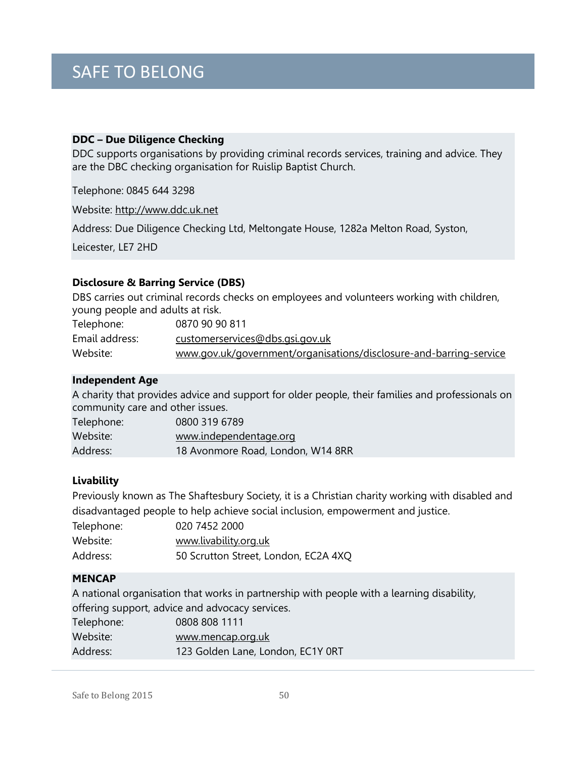# SAFE TO BELONG

**DDC – Due Diligence Checking**

DDC supports organisations by providing criminal records services, training and advice. They are the DBC checking organisation for Ruislip Baptist Church.

Telephone: 0845 644 3298

Website: http://www.ddc.uk.net

Address: Due Diligence Checking Ltd, Meltongate House, 1282a Melton Road, Syston,

Leicester, LE7 2HD

**Disclosure & Barring Service (DBS)**

DBS carries out criminal records checks on employees and volunteers working with children, young people and adults at risk.

| | |
|---|---|
| Telephone: | 0870 90 90 811 |
| Email address: | customerservices@dbs.gsi.gov.uk |
| Website: | www.gov.uk/government/organisations/disclosure-and-barring-service |

**Independent Age**

A charity that provides advice and support for older people, their families and professionals on community care and other issues.

| | |
|---|---|
| Telephone: | 0800 319 6789 |
| Website: | www.independentage.org |
| Address: | 18 Avonmore Road, London, W14 8RR |

**Livability**

Previously known as The Shaftesbury Society, it is a Christian charity working with disabled and disadvantaged people to help achieve social inclusion, empowerment and justice.

| | |
|---|---|
| Telephone: | 020 7452 2000 |
| Website: | www.livability.org.uk |
| Address: | 50 Scrutton Street, London, EC2A 4XQ |

**MENCAP**

A national organisation that works in partnership with people with a learning disability, offering support, advice and advocacy services.

| | |
|---|---|
| Telephone: | 0808 808 1111 |
| Website: | www.mencap.org.uk |
| Address: | 123 Golden Lane, London, EC1Y 0RT |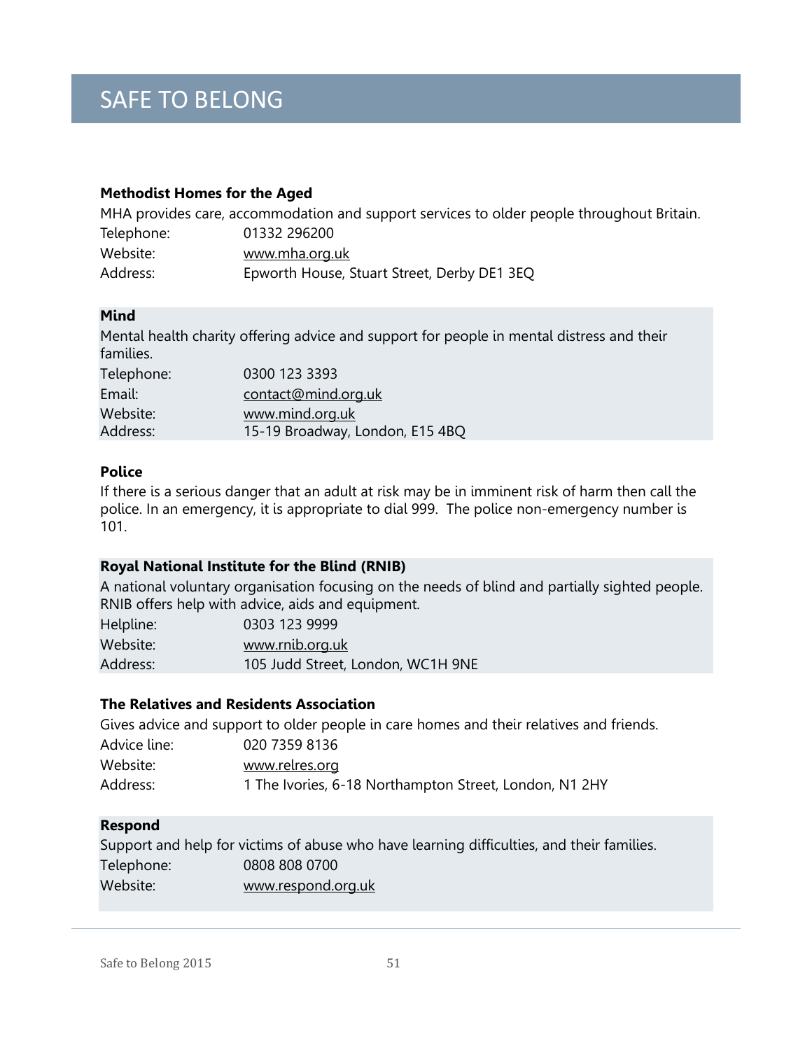# SAFE TO BELONG

**Methodist Homes for the Aged**

MHA provides care, accommodation and support services to older people throughout Britain.

| | |
|---|---|
| Telephone: | 01332 296200 |
| Website: | www.mha.org.uk |
| Address: | Epworth House, Stuart Street, Derby DE1 3EQ |

**Mind**

Mental health charity offering advice and support for people in mental distress and their families.

| | |
|---|---|
| Telephone: | 0300 123 3393 |
| Email: | contact@mind.org.uk |
| Website: | www.mind.org.uk |
| Address: | 15-19 Broadway, London, E15 4BQ |

**Police**

If there is a serious danger that an adult at risk may be in imminent risk of harm then call the police. In an emergency, it is appropriate to dial 999. The police non-emergency number is 101.

**Royal National Institute for the Blind (RNIB)**

A national voluntary organisation focusing on the needs of blind and partially sighted people. RNIB offers help with advice, aids and equipment.

| | |
|---|---|
| Helpline: | 0303 123 9999 |
| Website: | www.rnib.org.uk |
| Address: | 105 Judd Street, London, WC1H 9NE |

**The Relatives and Residents Association**

Gives advice and support to older people in care homes and their relatives and friends.

| | |
|---|---|
| Advice line: | 020 7359 8136 |
| Website: | www.relres.org |
| Address: | 1 The Ivories, 6-18 Northampton Street, London, N1 2HY |

**Respond**

Support and help for victims of abuse who have learning difficulties, and their families.

| | |
|---|---|
| Telephone: | 0808 808 0700 |
| Website: | www.respond.org.uk |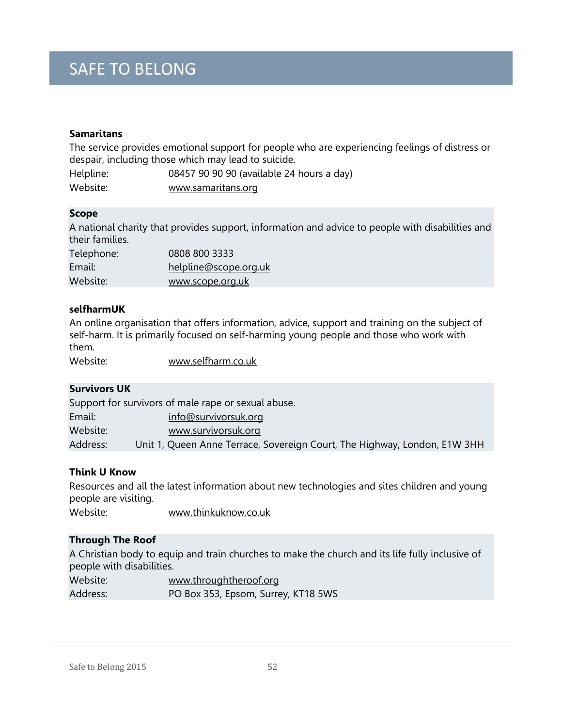**Samaritans**

The service provides emotional support for people who are experiencing feelings of distress or despair, including those which may lead to suicide.

Helpline: 08457 90 90 90 (available 24 hours a day)
Website: www.samaritans.org

**Scope**

A national charity that provides support, information and advice to people with disabilities and their families.

Telephone: 0808 800 3333
Email: helpline@scope.org.uk
Website: www.scope.org.uk

**selfharmUK**

An online organisation that offers information, advice, support and training on the subject of self-harm. It is primarily focused on self-harming young people and those who work with them.

Website: www.selfharm.co.uk

**Survivors UK**

Support for survivors of male rape or sexual abuse.

Email: info@survivorsuk.org
Website: www.survivorsuk.org
Address: Unit 1, Queen Anne Terrace, Sovereign Court, The Highway, London, E1W 3HH

**Think U Know**

Resources and all the latest information about new technologies and sites children and young people are visiting.

Website: www.thinkuknow.co.uk

**Through The Roof**

A Christian body to equip and train churches to make the church and its life fully inclusive of people with disabilities.

Website: www.throughtheroof.org
Address: PO Box 353, Epsom, Surrey, KT18 5WS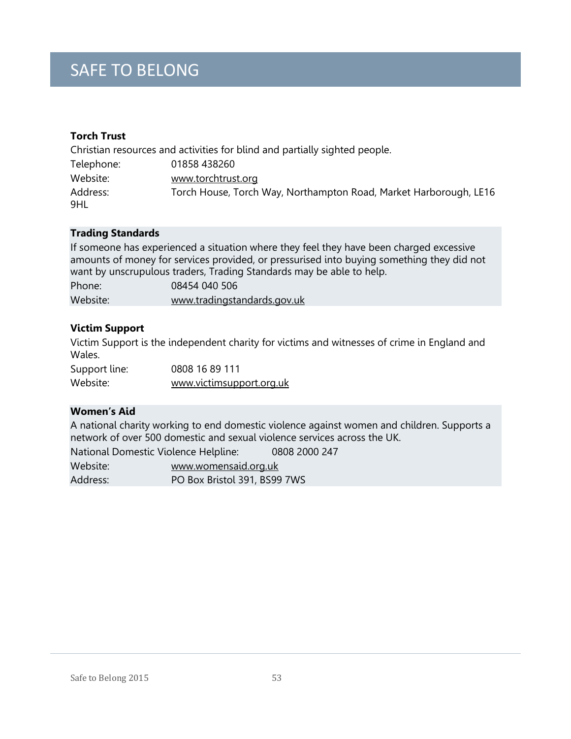# SAFE TO BELONG

**Torch Trust**

Christian resources and activities for blind and partially sighted people.

Telephone: 01858 438260

Website: www.torchtrust.org

Address: Torch House, Torch Way, Northampton Road, Market Harborough, LE16 9HL

**Trading Standards**

If someone has experienced a situation where they feel they have been charged excessive amounts of money for services provided, or pressurised into buying something they did not want by unscrupulous traders, Trading Standards may be able to help.

Phone: 08454 040 506

Website: www.tradingstandards.gov.uk

**Victim Support**

Victim Support is the independent charity for victims and witnesses of crime in England and Wales.

Support line: 0808 16 89 111

Website: www.victimsupport.org.uk

**Women's Aid**

A national charity working to end domestic violence against women and children. Supports a network of over 500 domestic and sexual violence services across the UK.

National Domestic Violence Helpline: 0808 2000 247

Website: www.womensaid.org.uk

Address: PO Box Bristol 391, BS99 7WS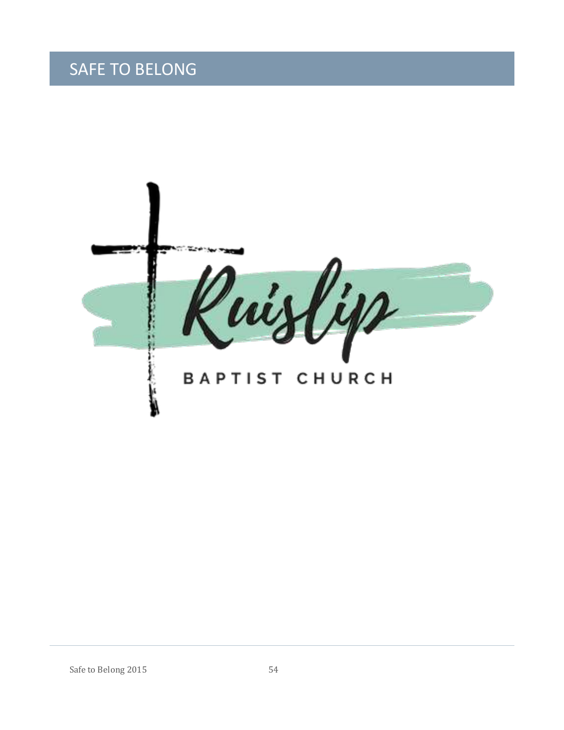Ruislip

BAPTIST CHURCH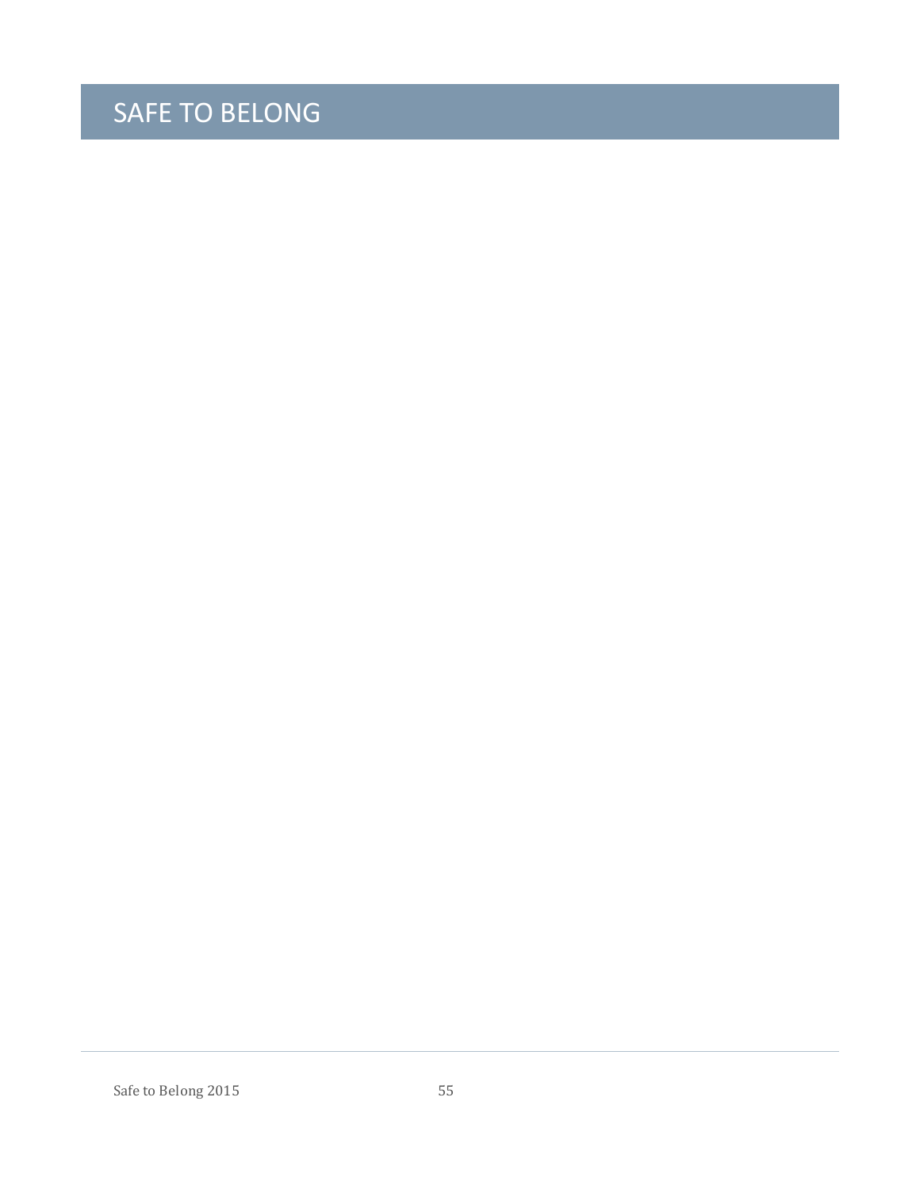# SAFE TO BELONG